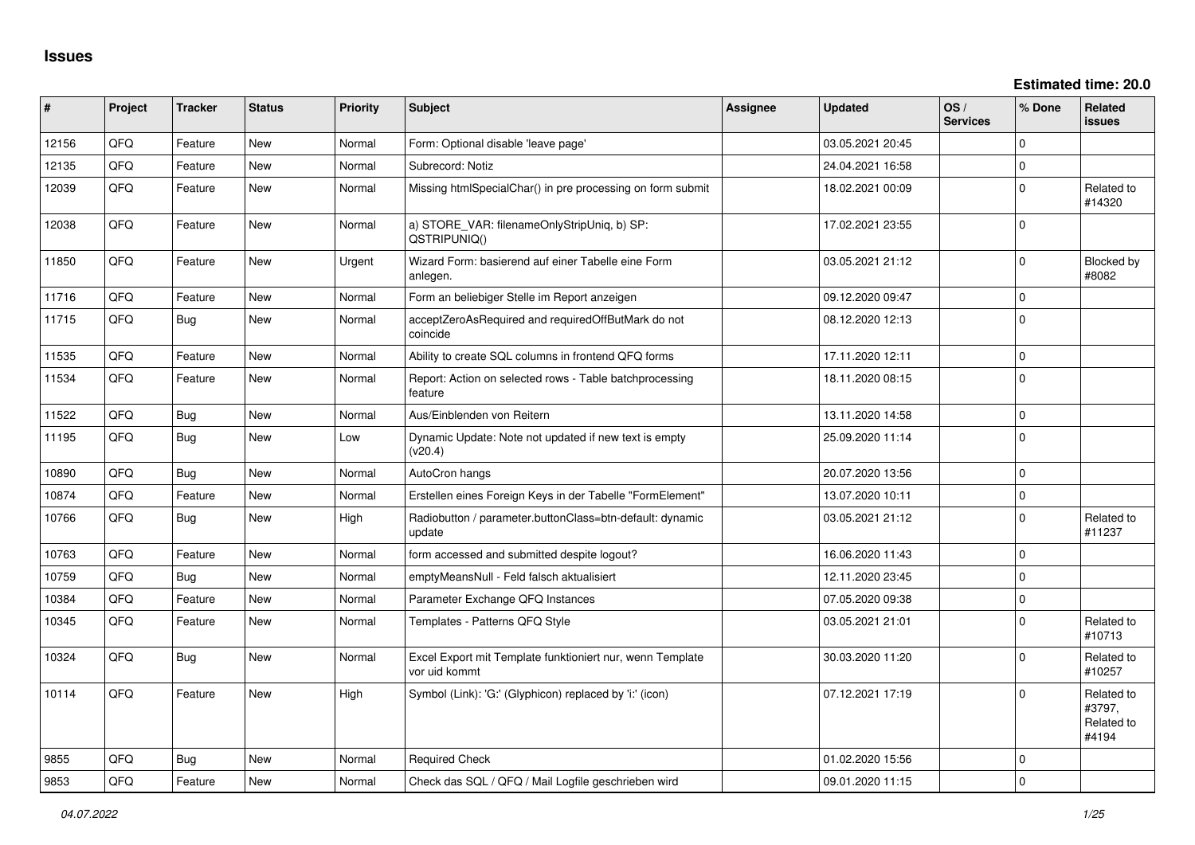# Issues

**Estimated time: 20.0**

| # | Project | Tracker | Status | Priority | Subject | Assignee | Updated | OS / Services | % Done | Related issues |
|---|---|---|---|---|---|---|---|---|---|---|
| 12156 | QFQ | Feature | New | Normal | Form: Optional disable 'leave page' | | 03.05.2021 20:45 | | 0 | |
| 12135 | QFQ | Feature | New | Normal | Subrecord: Notiz | | 24.04.2021 16:58 | | 0 | |
| 12039 | QFQ | Feature | New | Normal | Missing htmlSpecialChar() in pre processing on form submit | | 18.02.2021 00:09 | | 0 | Related to #14320 |
| 12038 | QFQ | Feature | New | Normal | a) STORE_VAR: filenameOnlyStripUniq, b) SP: QSTRIPUNIQ() | | 17.02.2021 23:55 | | 0 | |
| 11850 | QFQ | Feature | New | Urgent | Wizard Form: basierend auf einer Tabelle eine Form anlegen. | | 03.05.2021 21:12 | | 0 | Blocked by #8082 |
| 11716 | QFQ | Feature | New | Normal | Form an beliebiger Stelle im Report anzeigen | | 09.12.2020 09:47 | | 0 | |
| 11715 | QFQ | Bug | New | Normal | acceptZeroAsRequired and requiredOffButMark do not coincide | | 08.12.2020 12:13 | | 0 | |
| 11535 | QFQ | Feature | New | Normal | Ability to create SQL columns in frontend QFQ forms | | 17.11.2020 12:11 | | 0 | |
| 11534 | QFQ | Feature | New | Normal | Report: Action on selected rows - Table batchprocessing feature | | 18.11.2020 08:15 | | 0 | |
| 11522 | QFQ | Bug | New | Normal | Aus/Einblenden von Reitern | | 13.11.2020 14:58 | | 0 | |
| 11195 | QFQ | Bug | New | Low | Dynamic Update: Note not updated if new text is empty (v20.4) | | 25.09.2020 11:14 | | 0 | |
| 10890 | QFQ | Bug | New | Normal | AutoCron hangs | | 20.07.2020 13:56 | | 0 | |
| 10874 | QFQ | Feature | New | Normal | Erstellen eines Foreign Keys in der Tabelle "FormElement" | | 13.07.2020 10:11 | | 0 | |
| 10766 | QFQ | Bug | New | High | Radiobutton / parameter.buttonClass=btn-default: dynamic update | | 03.05.2021 21:12 | | 0 | Related to #11237 |
| 10763 | QFQ | Feature | New | Normal | form accessed and submitted despite logout? | | 16.06.2020 11:43 | | 0 | |
| 10759 | QFQ | Bug | New | Normal | emptyMeansNull - Feld falsch aktualisiert | | 12.11.2020 23:45 | | 0 | |
| 10384 | QFQ | Feature | New | Normal | Parameter Exchange QFQ Instances | | 07.05.2020 09:38 | | 0 | |
| 10345 | QFQ | Feature | New | Normal | Templates - Patterns QFQ Style | | 03.05.2021 21:01 | | 0 | Related to #10713 |
| 10324 | QFQ | Bug | New | Normal | Excel Export mit Template funktioniert nur, wenn Template vor uid kommt | | 30.03.2020 11:20 | | 0 | Related to #10257 |
| 10114 | QFQ | Feature | New | High | Symbol (Link): 'G:' (Glyphicon) replaced by 'i:' (icon) | | 07.12.2021 17:19 | | 0 | Related to #3797, Related to #4194 |
| 9855 | QFQ | Bug | New | Normal | Required Check | | 01.02.2020 15:56 | | 0 | |
| 9853 | QFQ | Feature | New | Normal | Check das SQL / QFQ / Mail Logfile geschrieben wird | | 09.01.2020 11:15 | | 0 | |

*04.07.2022*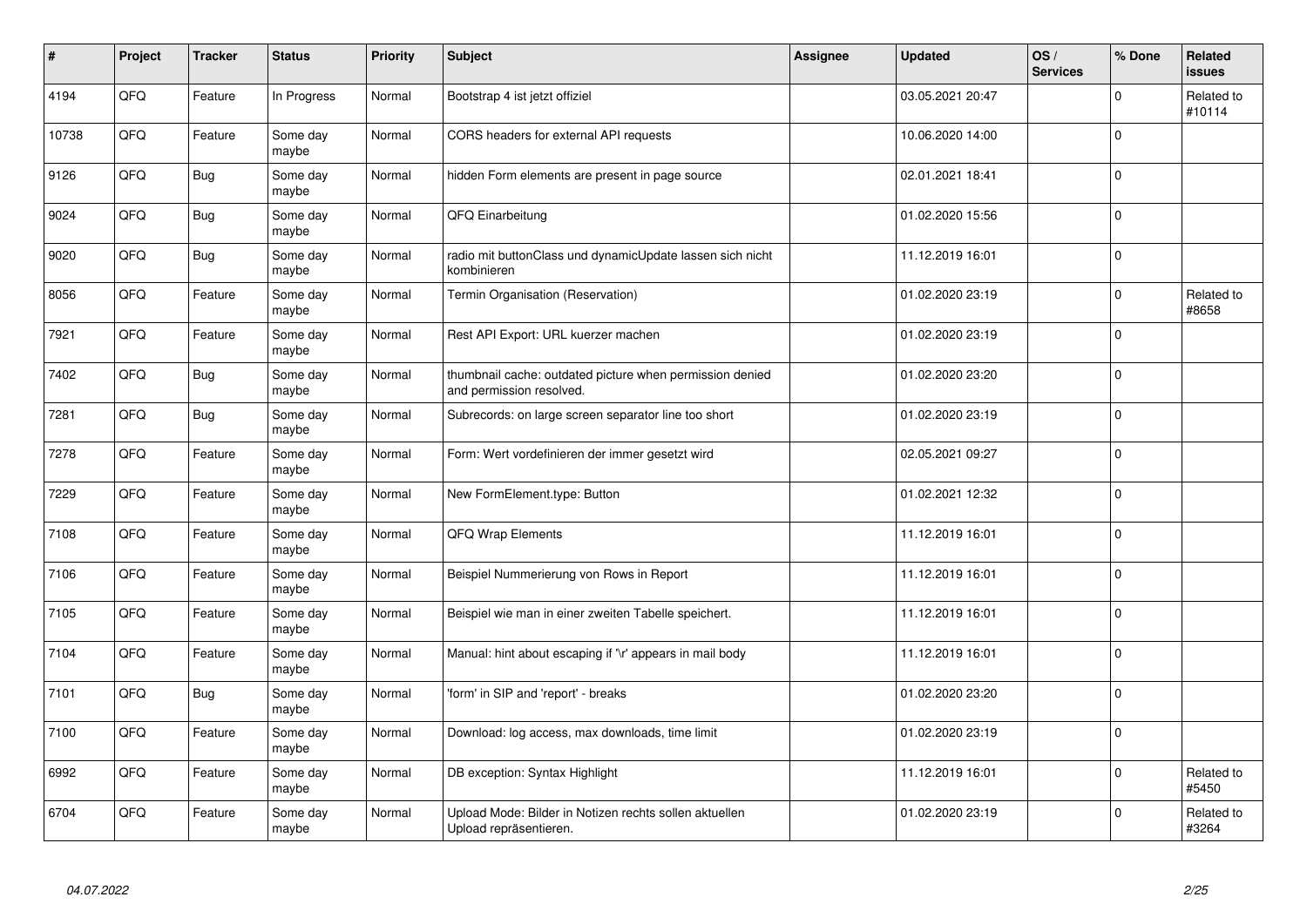| # | Project | Tracker | Status | Priority | Subject | Assignee | Updated | OS / Services | % Done | Related issues |
|---|---|---|---|---|---|---|---|---|---|---|
| 4194 | QFQ | Feature | In Progress | Normal | Bootstrap 4 ist jetzt offiziel | | 03.05.2021 20:47 | | 0 | Related to #10114 |
| 10738 | QFQ | Feature | Some day maybe | Normal | CORS headers for external API requests | | 10.06.2020 14:00 | | 0 | |
| 9126 | QFQ | Bug | Some day maybe | Normal | hidden Form elements are present in page source | | 02.01.2021 18:41 | | 0 | |
| 9024 | QFQ | Bug | Some day maybe | Normal | QFQ Einarbeitung | | 01.02.2020 15:56 | | 0 | |
| 9020 | QFQ | Bug | Some day maybe | Normal | radio mit buttonClass und dynamicUpdate lassen sich nicht kombinieren | | 11.12.2019 16:01 | | 0 | |
| 8056 | QFQ | Feature | Some day maybe | Normal | Termin Organisation (Reservation) | | 01.02.2020 23:19 | | 0 | Related to #8658 |
| 7921 | QFQ | Feature | Some day maybe | Normal | Rest API Export: URL kuerzer machen | | 01.02.2020 23:19 | | 0 | |
| 7402 | QFQ | Bug | Some day maybe | Normal | thumbnail cache: outdated picture when permission denied and permission resolved. | | 01.02.2020 23:20 | | 0 | |
| 7281 | QFQ | Bug | Some day maybe | Normal | Subrecords: on large screen separator line too short | | 01.02.2020 23:19 | | 0 | |
| 7278 | QFQ | Feature | Some day maybe | Normal | Form: Wert vordefinieren der immer gesetzt wird | | 02.05.2021 09:27 | | 0 | |
| 7229 | QFQ | Feature | Some day maybe | Normal | New FormElement.type: Button | | 01.02.2021 12:32 | | 0 | |
| 7108 | QFQ | Feature | Some day maybe | Normal | QFQ Wrap Elements | | 11.12.2019 16:01 | | 0 | |
| 7106 | QFQ | Feature | Some day maybe | Normal | Beispiel Nummerierung von Rows in Report | | 11.12.2019 16:01 | | 0 | |
| 7105 | QFQ | Feature | Some day maybe | Normal | Beispiel wie man in einer zweiten Tabelle speichert. | | 11.12.2019 16:01 | | 0 | |
| 7104 | QFQ | Feature | Some day maybe | Normal | Manual: hint about escaping if '\r' appears in mail body | | 11.12.2019 16:01 | | 0 | |
| 7101 | QFQ | Bug | Some day maybe | Normal | 'form' in SIP and 'report' - breaks | | 01.02.2020 23:20 | | 0 | |
| 7100 | QFQ | Feature | Some day maybe | Normal | Download: log access, max downloads, time limit | | 01.02.2020 23:19 | | 0 | |
| 6992 | QFQ | Feature | Some day maybe | Normal | DB exception: Syntax Highlight | | 11.12.2019 16:01 | | 0 | Related to #5450 |
| 6704 | QFQ | Feature | Some day maybe | Normal | Upload Mode: Bilder in Notizen rechts sollen aktuellen Upload repräsentieren. | | 01.02.2020 23:19 | | 0 | Related to #3264 |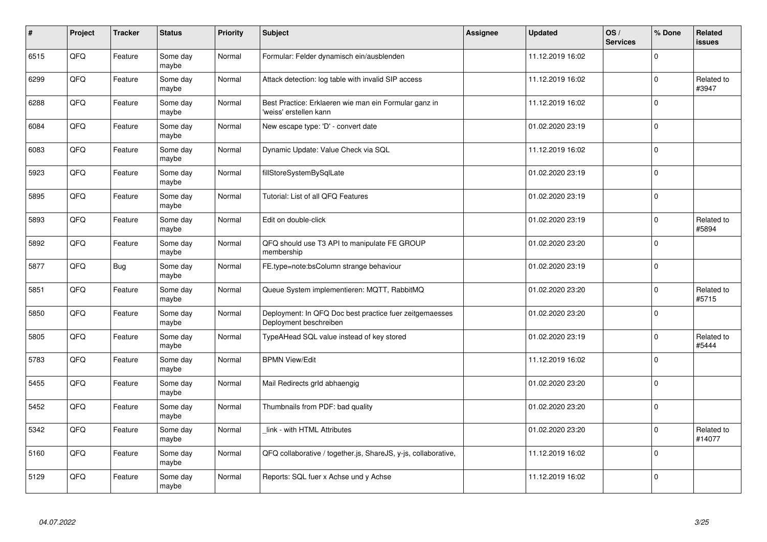| # | Project | Tracker | Status | Priority | Subject | Assignee | Updated | OS / Services | % Done | Related issues |
|---|---|---|---|---|---|---|---|---|---|---|
| 6515 | QFQ | Feature | Some day maybe | Normal | Formular: Felder dynamisch ein/ausblenden | | 11.12.2019 16:02 | | 0 | |
| 6299 | QFQ | Feature | Some day maybe | Normal | Attack detection: log table with invalid SIP access | | 11.12.2019 16:02 | | 0 | Related to #3947 |
| 6288 | QFQ | Feature | Some day maybe | Normal | Best Practice: Erklaeren wie man ein Formular ganz in 'weiss' erstellen kann | | 11.12.2019 16:02 | | 0 | |
| 6084 | QFQ | Feature | Some day maybe | Normal | New escape type: 'D' - convert date | | 01.02.2020 23:19 | | 0 | |
| 6083 | QFQ | Feature | Some day maybe | Normal | Dynamic Update: Value Check via SQL | | 11.12.2019 16:02 | | 0 | |
| 5923 | QFQ | Feature | Some day maybe | Normal | fillStoreSystemBySqlLate | | 01.02.2020 23:19 | | 0 | |
| 5895 | QFQ | Feature | Some day maybe | Normal | Tutorial: List of all QFQ Features | | 01.02.2020 23:19 | | 0 | |
| 5893 | QFQ | Feature | Some day maybe | Normal | Edit on double-click | | 01.02.2020 23:19 | | 0 | Related to #5894 |
| 5892 | QFQ | Feature | Some day maybe | Normal | QFQ should use T3 API to manipulate FE GROUP membership | | 01.02.2020 23:20 | | 0 | |
| 5877 | QFQ | Bug | Some day maybe | Normal | FE.type=note:bsColumn strange behaviour | | 01.02.2020 23:19 | | 0 | |
| 5851 | QFQ | Feature | Some day maybe | Normal | Queue System implementieren: MQTT, RabbitMQ | | 01.02.2020 23:20 | | 0 | Related to #5715 |
| 5850 | QFQ | Feature | Some day maybe | Normal | Deployment: In QFQ Doc best practice fuer zeitgemaesses Deployment beschreiben | | 01.02.2020 23:20 | | 0 | |
| 5805 | QFQ | Feature | Some day maybe | Normal | TypeAHead SQL value instead of key stored | | 01.02.2020 23:19 | | 0 | Related to #5444 |
| 5783 | QFQ | Feature | Some day maybe | Normal | BPMN View/Edit | | 11.12.2019 16:02 | | 0 | |
| 5455 | QFQ | Feature | Some day maybe | Normal | Mail Redirects grId abhaengig | | 01.02.2020 23:20 | | 0 | |
| 5452 | QFQ | Feature | Some day maybe | Normal | Thumbnails from PDF: bad quality | | 01.02.2020 23:20 | | 0 | |
| 5342 | QFQ | Feature | Some day maybe | Normal | _link - with HTML Attributes | | 01.02.2020 23:20 | | 0 | Related to #14077 |
| 5160 | QFQ | Feature | Some day maybe | Normal | QFQ collaborative / together.js, ShareJS, y-js, collaborative, | | 11.12.2019 16:02 | | 0 | |
| 5129 | QFQ | Feature | Some day maybe | Normal | Reports: SQL fuer x Achse und y Achse | | 11.12.2019 16:02 | | 0 | |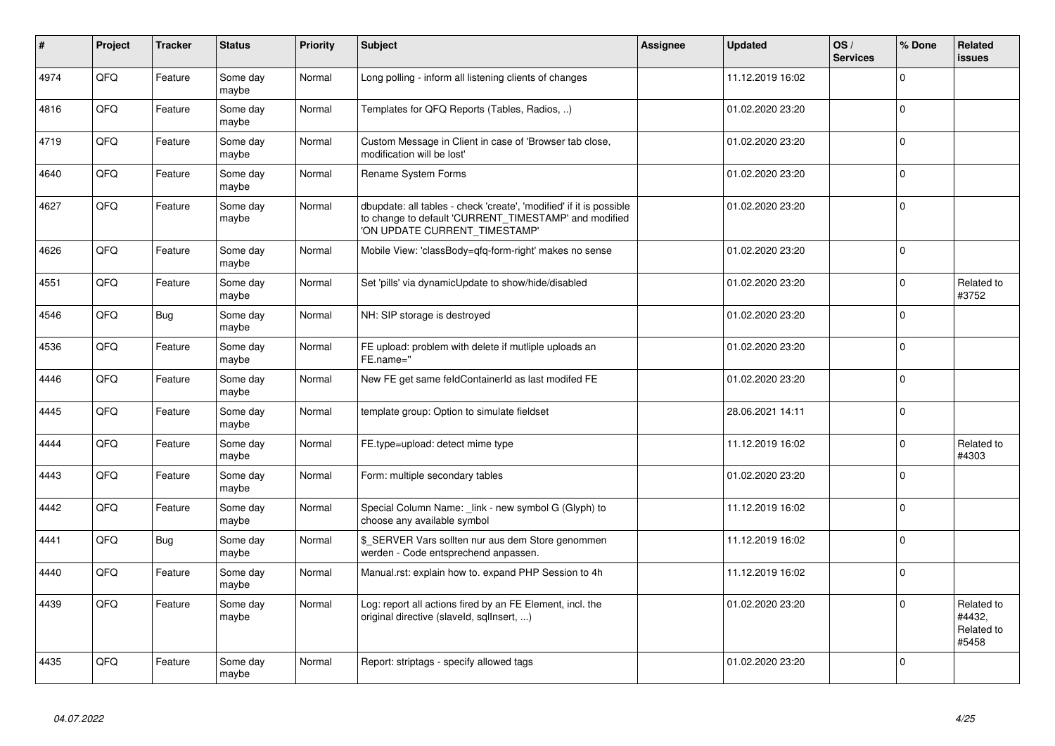| # | Project | Tracker | Status | Priority | Subject | Assignee | Updated | OS / Services | % Done | Related issues |
|---|---|---|---|---|---|---|---|---|---|---|
| 4974 | QFQ | Feature | Some day maybe | Normal | Long polling - inform all listening clients of changes | | 11.12.2019 16:02 | | 0 | |
| 4816 | QFQ | Feature | Some day maybe | Normal | Templates for QFQ Reports (Tables, Radios, ..) | | 01.02.2020 23:20 | | 0 | |
| 4719 | QFQ | Feature | Some day maybe | Normal | Custom Message in Client in case of 'Browser tab close, modification will be lost' | | 01.02.2020 23:20 | | 0 | |
| 4640 | QFQ | Feature | Some day maybe | Normal | Rename System Forms | | 01.02.2020 23:20 | | 0 | |
| 4627 | QFQ | Feature | Some day maybe | Normal | dbupdate: all tables - check 'create', 'modified' if it is possible to change to default 'CURRENT_TIMESTAMP' and modified 'ON UPDATE CURRENT_TIMESTAMP' | | 01.02.2020 23:20 | | 0 | |
| 4626 | QFQ | Feature | Some day maybe | Normal | Mobile View: 'classBody=qfq-form-right' makes no sense | | 01.02.2020 23:20 | | 0 | |
| 4551 | QFQ | Feature | Some day maybe | Normal | Set 'pills' via dynamicUpdate to show/hide/disabled | | 01.02.2020 23:20 | | 0 | Related to #3752 |
| 4546 | QFQ | Bug | Some day maybe | Normal | NH: SIP storage is destroyed | | 01.02.2020 23:20 | | 0 | |
| 4536 | QFQ | Feature | Some day maybe | Normal | FE upload: problem with delete if mutliple uploads an FE.name='' | | 01.02.2020 23:20 | | 0 | |
| 4446 | QFQ | Feature | Some day maybe | Normal | New FE get same feldContainerId as last modifed FE | | 01.02.2020 23:20 | | 0 | |
| 4445 | QFQ | Feature | Some day maybe | Normal | template group: Option to simulate fieldset | | 28.06.2021 14:11 | | 0 | |
| 4444 | QFQ | Feature | Some day maybe | Normal | FE.type=upload: detect mime type | | 11.12.2019 16:02 | | 0 | Related to #4303 |
| 4443 | QFQ | Feature | Some day maybe | Normal | Form: multiple secondary tables | | 01.02.2020 23:20 | | 0 | |
| 4442 | QFQ | Feature | Some day maybe | Normal | Special Column Name: _link - new symbol G (Glyph) to choose any available symbol | | 11.12.2019 16:02 | | 0 | |
| 4441 | QFQ | Bug | Some day maybe | Normal | $_SERVER Vars sollten nur aus dem Store genommen werden - Code entsprechend anpassen. | | 11.12.2019 16:02 | | 0 | |
| 4440 | QFQ | Feature | Some day maybe | Normal | Manual.rst: explain how to. expand PHP Session to 4h | | 11.12.2019 16:02 | | 0 | |
| 4439 | QFQ | Feature | Some day maybe | Normal | Log: report all actions fired by an FE Element, incl. the original directive (slaveId, sqlInsert, ...) | | 01.02.2020 23:20 | | 0 | Related to #4432, Related to #5458 |
| 4435 | QFQ | Feature | Some day maybe | Normal | Report: striptags - specify allowed tags | | 01.02.2020 23:20 | | 0 | |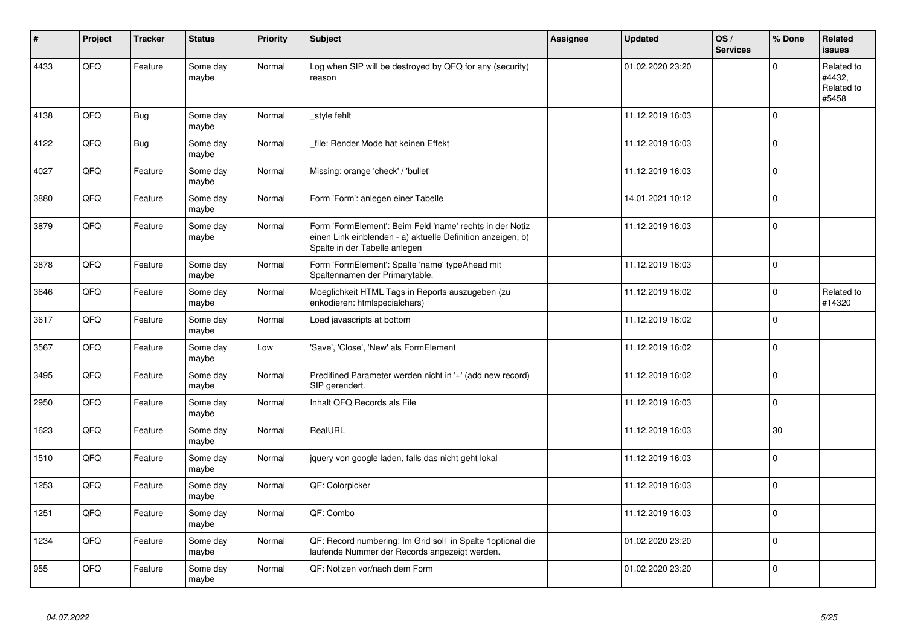| # | Project | Tracker | Status | Priority | Subject | Assignee | Updated | OS / Services | % Done | Related issues |
|---|---|---|---|---|---|---|---|---|---|---|
| 4433 | QFQ | Feature | Some day maybe | Normal | Log when SIP will be destroyed by QFQ for any (security) reason | | 01.02.2020 23:20 | | 0 | Related to #4432, Related to #5458 |
| 4138 | QFQ | Bug | Some day maybe | Normal | _style fehlt | | 11.12.2019 16:03 | | 0 | |
| 4122 | QFQ | Bug | Some day maybe | Normal | _file: Render Mode hat keinen Effekt | | 11.12.2019 16:03 | | 0 | |
| 4027 | QFQ | Feature | Some day maybe | Normal | Missing: orange 'check' / 'bullet' | | 11.12.2019 16:03 | | 0 | |
| 3880 | QFQ | Feature | Some day maybe | Normal | Form 'Form': anlegen einer Tabelle | | 14.01.2021 10:12 | | 0 | |
| 3879 | QFQ | Feature | Some day maybe | Normal | Form 'FormElement': Beim Feld 'name' rechts in der Notiz einen Link einblenden - a) aktuelle Definition anzeigen, b) Spalte in der Tabelle anlegen | | 11.12.2019 16:03 | | 0 | |
| 3878 | QFQ | Feature | Some day maybe | Normal | Form 'FormElement': Spalte 'name' typeAhead mit Spaltennamen der Primarytable. | | 11.12.2019 16:03 | | 0 | |
| 3646 | QFQ | Feature | Some day maybe | Normal | Moeglichkeit HTML Tags in Reports auszugeben (zu enkodieren: htmlspecialchars) | | 11.12.2019 16:02 | | 0 | Related to #14320 |
| 3617 | QFQ | Feature | Some day maybe | Normal | Load javascripts at bottom | | 11.12.2019 16:02 | | 0 | |
| 3567 | QFQ | Feature | Some day maybe | Low | 'Save', 'Close', 'New' als FormElement | | 11.12.2019 16:02 | | 0 | |
| 3495 | QFQ | Feature | Some day maybe | Normal | Predifined Parameter werden nicht in '+' (add new record) SIP gerendert. | | 11.12.2019 16:02 | | 0 | |
| 2950 | QFQ | Feature | Some day maybe | Normal | Inhalt QFQ Records als File | | 11.12.2019 16:03 | | 0 | |
| 1623 | QFQ | Feature | Some day maybe | Normal | RealURL | | 11.12.2019 16:03 | | 30 | |
| 1510 | QFQ | Feature | Some day maybe | Normal | jquery von google laden, falls das nicht geht lokal | | 11.12.2019 16:03 | | 0 | |
| 1253 | QFQ | Feature | Some day maybe | Normal | QF: Colorpicker | | 11.12.2019 16:03 | | 0 | |
| 1251 | QFQ | Feature | Some day maybe | Normal | QF: Combo | | 11.12.2019 16:03 | | 0 | |
| 1234 | QFQ | Feature | Some day maybe | Normal | QF: Record numbering: Im Grid soll in Spalte 1optional die laufende Nummer der Records angezeigt werden. | | 01.02.2020 23:20 | | 0 | |
| 955 | QFQ | Feature | Some day maybe | Normal | QF: Notizen vor/nach dem Form | | 01.02.2020 23:20 | | 0 | |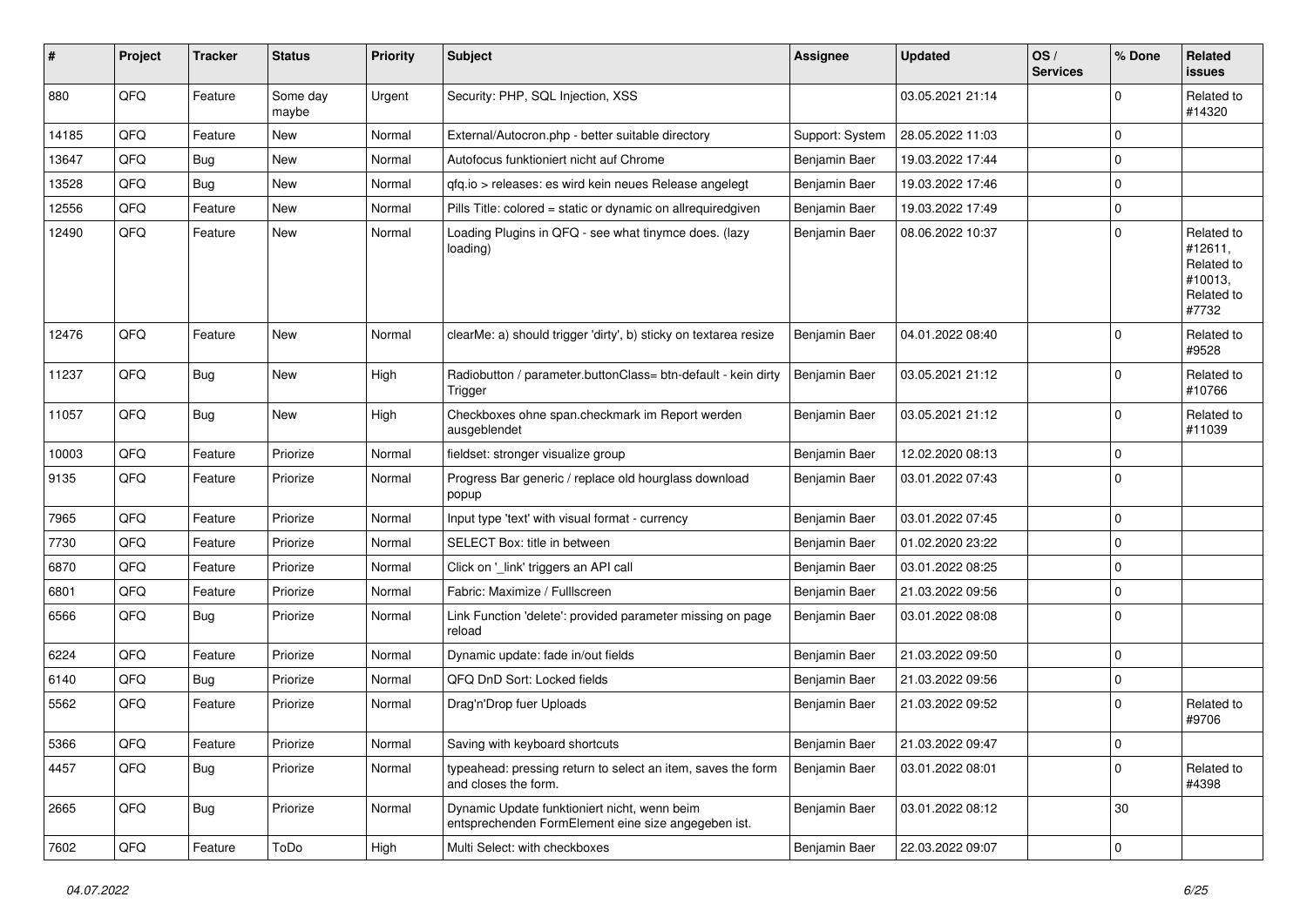| # | Project | Tracker | Status | Priority | Subject | Assignee | Updated | OS / Services | % Done | Related issues |
|---|---|---|---|---|---|---|---|---|---|---|
| 880 | QFQ | Feature | Some day maybe | Urgent | Security: PHP, SQL Injection, XSS | | 03.05.2021 21:14 | | 0 | Related to #14320 |
| 14185 | QFQ | Feature | New | Normal | External/Autocron.php - better suitable directory | Support: System | 28.05.2022 11:03 | | 0 | |
| 13647 | QFQ | Bug | New | Normal | Autofocus funktioniert nicht auf Chrome | Benjamin Baer | 19.03.2022 17:44 | | 0 | |
| 13528 | QFQ | Bug | New | Normal | qfq.io > releases: es wird kein neues Release angelegt | Benjamin Baer | 19.03.2022 17:46 | | 0 | |
| 12556 | QFQ | Feature | New | Normal | Pills Title: colored = static or dynamic on allrequiredgiven | Benjamin Baer | 19.03.2022 17:49 | | 0 | |
| 12490 | QFQ | Feature | New | Normal | Loading Plugins in QFQ - see what tinymce does. (lazy loading) | Benjamin Baer | 08.06.2022 10:37 | | 0 | Related to #12611, Related to #10013, Related to #7732 |
| 12476 | QFQ | Feature | New | Normal | clearMe: a) should trigger 'dirty', b) sticky on textarea resize | Benjamin Baer | 04.01.2022 08:40 | | 0 | Related to #9528 |
| 11237 | QFQ | Bug | New | High | Radiobutton / parameter.buttonClass= btn-default - kein dirty Trigger | Benjamin Baer | 03.05.2021 21:12 | | 0 | Related to #10766 |
| 11057 | QFQ | Bug | New | High | Checkboxes ohne span.checkmark im Report werden ausgeblendet | Benjamin Baer | 03.05.2021 21:12 | | 0 | Related to #11039 |
| 10003 | QFQ | Feature | Priorize | Normal | fieldset: stronger visualize group | Benjamin Baer | 12.02.2020 08:13 | | 0 | |
| 9135 | QFQ | Feature | Priorize | Normal | Progress Bar generic / replace old hourglass download popup | Benjamin Baer | 03.01.2022 07:43 | | 0 | |
| 7965 | QFQ | Feature | Priorize | Normal | Input type 'text' with visual format - currency | Benjamin Baer | 03.01.2022 07:45 | | 0 | |
| 7730 | QFQ | Feature | Priorize | Normal | SELECT Box: title in between | Benjamin Baer | 01.02.2020 23:22 | | 0 | |
| 6870 | QFQ | Feature | Priorize | Normal | Click on '_link' triggers an API call | Benjamin Baer | 03.01.2022 08:25 | | 0 | |
| 6801 | QFQ | Feature | Priorize | Normal | Fabric: Maximize / Fulllscreen | Benjamin Baer | 21.03.2022 09:56 | | 0 | |
| 6566 | QFQ | Bug | Priorize | Normal | Link Function 'delete': provided parameter missing on page reload | Benjamin Baer | 03.01.2022 08:08 | | 0 | |
| 6224 | QFQ | Feature | Priorize | Normal | Dynamic update: fade in/out fields | Benjamin Baer | 21.03.2022 09:50 | | 0 | |
| 6140 | QFQ | Bug | Priorize | Normal | QFQ DnD Sort: Locked fields | Benjamin Baer | 21.03.2022 09:56 | | 0 | |
| 5562 | QFQ | Feature | Priorize | Normal | Drag'n'Drop fuer Uploads | Benjamin Baer | 21.03.2022 09:52 | | 0 | Related to #9706 |
| 5366 | QFQ | Feature | Priorize | Normal | Saving with keyboard shortcuts | Benjamin Baer | 21.03.2022 09:47 | | 0 | |
| 4457 | QFQ | Bug | Priorize | Normal | typeahead: pressing return to select an item, saves the form and closes the form. | Benjamin Baer | 03.01.2022 08:01 | | 0 | Related to #4398 |
| 2665 | QFQ | Bug | Priorize | Normal | Dynamic Update funktioniert nicht, wenn beim entsprechenden FormElement eine size angegeben ist. | Benjamin Baer | 03.01.2022 08:12 | | 30 | |
| 7602 | QFQ | Feature | ToDo | High | Multi Select: with checkboxes | Benjamin Baer | 22.03.2022 09:07 | | 0 | |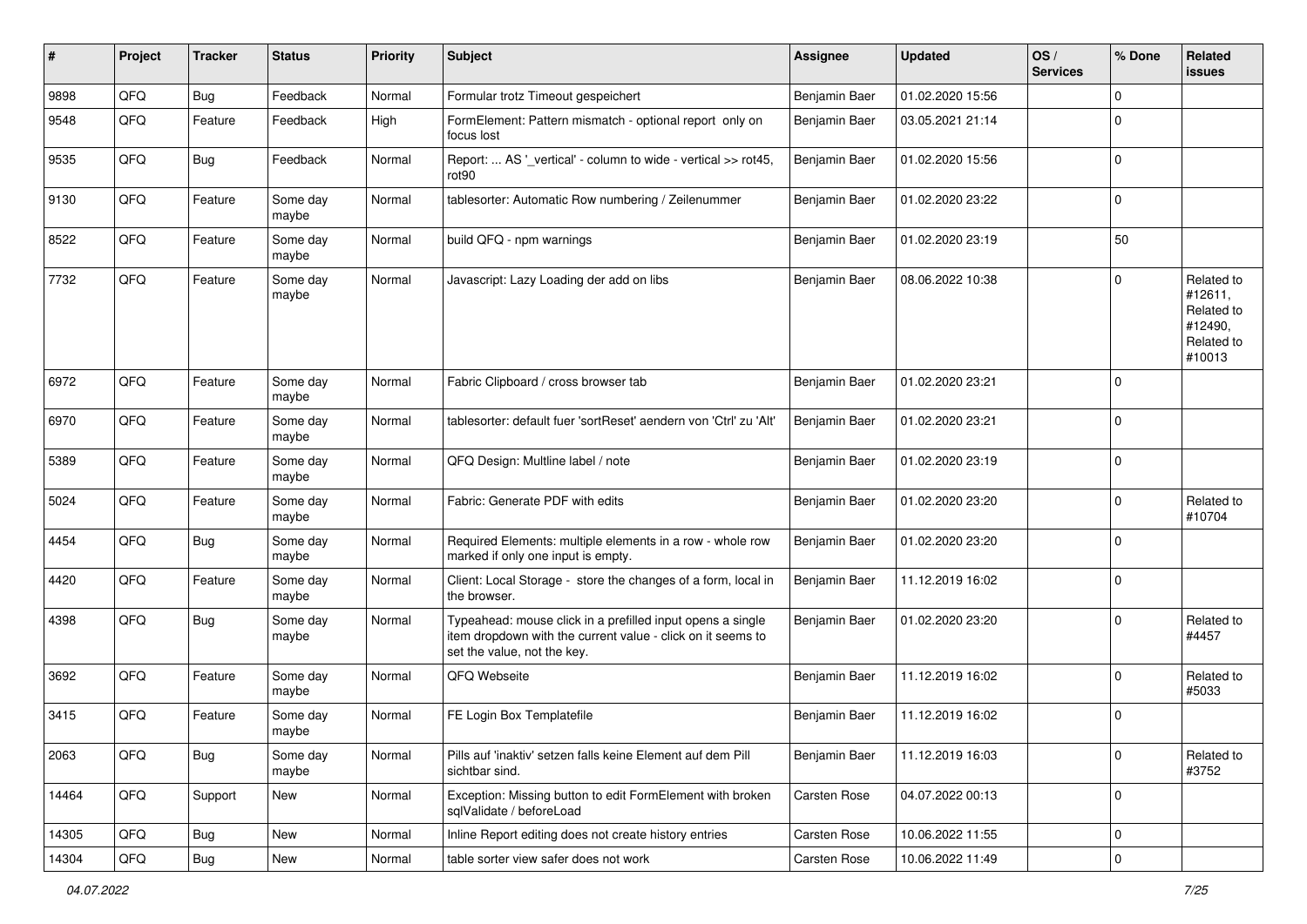| # | Project | Tracker | Status | Priority | Subject | Assignee | Updated | OS / Services | % Done | Related issues |
|---|---|---|---|---|---|---|---|---|---|---|
| 9898 | QFQ | Bug | Feedback | Normal | Formular trotz Timeout gespeichert | Benjamin Baer | 01.02.2020 15:56 | | 0 | |
| 9548 | QFQ | Feature | Feedback | High | FormElement: Pattern mismatch - optional report only on focus lost | Benjamin Baer | 03.05.2021 21:14 | | 0 | |
| 9535 | QFQ | Bug | Feedback | Normal | Report: ... AS '_vertical' - column to wide - vertical >> rot45, rot90 | Benjamin Baer | 01.02.2020 15:56 | | 0 | |
| 9130 | QFQ | Feature | Some day maybe | Normal | tablesorter: Automatic Row numbering / Zeilenummer | Benjamin Baer | 01.02.2020 23:22 | | 0 | |
| 8522 | QFQ | Feature | Some day maybe | Normal | build QFQ - npm warnings | Benjamin Baer | 01.02.2020 23:19 | | 50 | |
| 7732 | QFQ | Feature | Some day maybe | Normal | Javascript: Lazy Loading der add on libs | Benjamin Baer | 08.06.2022 10:38 | | 0 | Related to #12611, Related to #12490, Related to #10013 |
| 6972 | QFQ | Feature | Some day maybe | Normal | Fabric Clipboard / cross browser tab | Benjamin Baer | 01.02.2020 23:21 | | 0 | |
| 6970 | QFQ | Feature | Some day maybe | Normal | tablesorter: default fuer 'sortReset' aendern von 'Ctrl' zu 'Alt' | Benjamin Baer | 01.02.2020 23:21 | | 0 | |
| 5389 | QFQ | Feature | Some day maybe | Normal | QFQ Design: Multline label / note | Benjamin Baer | 01.02.2020 23:19 | | 0 | |
| 5024 | QFQ | Feature | Some day maybe | Normal | Fabric: Generate PDF with edits | Benjamin Baer | 01.02.2020 23:20 | | 0 | Related to #10704 |
| 4454 | QFQ | Bug | Some day maybe | Normal | Required Elements: multiple elements in a row - whole row marked if only one input is empty. | Benjamin Baer | 01.02.2020 23:20 | | 0 | |
| 4420 | QFQ | Feature | Some day maybe | Normal | Client: Local Storage - store the changes of a form, local in the browser. | Benjamin Baer | 11.12.2019 16:02 | | 0 | |
| 4398 | QFQ | Bug | Some day maybe | Normal | Typeahead: mouse click in a prefilled input opens a single item dropdown with the current value - click on it seems to set the value, not the key. | Benjamin Baer | 01.02.2020 23:20 | | 0 | Related to #4457 |
| 3692 | QFQ | Feature | Some day maybe | Normal | QFQ Webseite | Benjamin Baer | 11.12.2019 16:02 | | 0 | Related to #5033 |
| 3415 | QFQ | Feature | Some day maybe | Normal | FE Login Box Templatefile | Benjamin Baer | 11.12.2019 16:02 | | 0 | |
| 2063 | QFQ | Bug | Some day maybe | Normal | Pills auf 'inaktiv' setzen falls keine Element auf dem Pill sichtbar sind. | Benjamin Baer | 11.12.2019 16:03 | | 0 | Related to #3752 |
| 14464 | QFQ | Support | New | Normal | Exception: Missing button to edit FormElement with broken sqlValidate / beforeLoad | Carsten Rose | 04.07.2022 00:13 | | 0 | |
| 14305 | QFQ | Bug | New | Normal | Inline Report editing does not create history entries | Carsten Rose | 10.06.2022 11:55 | | 0 | |
| 14304 | QFQ | Bug | New | Normal | table sorter view safer does not work | Carsten Rose | 10.06.2022 11:49 | | 0 | |

*04.07.2022*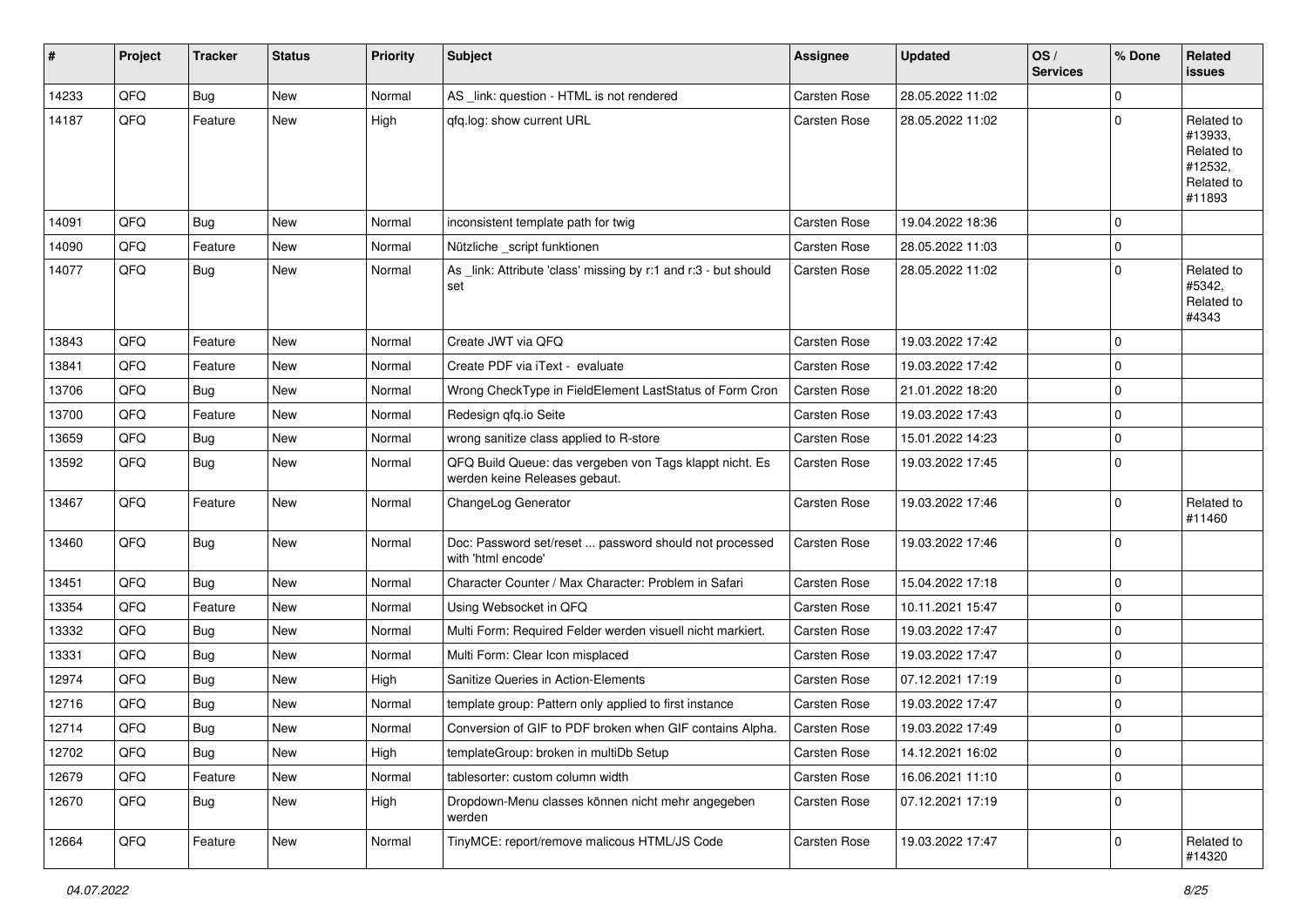| # | Project | Tracker | Status | Priority | Subject | Assignee | Updated | OS / Services | % Done | Related issues |
|---|---|---|---|---|---|---|---|---|---|---|
| 14233 | QFQ | Bug | New | Normal | AS _link: question - HTML is not rendered | Carsten Rose | 28.05.2022 11:02 | | 0 | |
| 14187 | QFQ | Feature | New | High | qfq.log: show current URL | Carsten Rose | 28.05.2022 11:02 | | 0 | Related to #13933, Related to #12532, Related to #11893 |
| 14091 | QFQ | Bug | New | Normal | inconsistent template path for twig | Carsten Rose | 19.04.2022 18:36 | | 0 | |
| 14090 | QFQ | Feature | New | Normal | Nützliche _script funktionen | Carsten Rose | 28.05.2022 11:03 | | 0 | |
| 14077 | QFQ | Bug | New | Normal | As _link: Attribute 'class' missing by r:1 and r:3 - but should set | Carsten Rose | 28.05.2022 11:02 | | 0 | Related to #5342, Related to #4343 |
| 13843 | QFQ | Feature | New | Normal | Create JWT via QFQ | Carsten Rose | 19.03.2022 17:42 | | 0 | |
| 13841 | QFQ | Feature | New | Normal | Create PDF via iText - evaluate | Carsten Rose | 19.03.2022 17:42 | | 0 | |
| 13706 | QFQ | Bug | New | Normal | Wrong CheckType in FieldElement LastStatus of Form Cron | Carsten Rose | 21.01.2022 18:20 | | 0 | |
| 13700 | QFQ | Feature | New | Normal | Redesign qfq.io Seite | Carsten Rose | 19.03.2022 17:43 | | 0 | |
| 13659 | QFQ | Bug | New | Normal | wrong sanitize class applied to R-store | Carsten Rose | 15.01.2022 14:23 | | 0 | |
| 13592 | QFQ | Bug | New | Normal | QFQ Build Queue: das vergeben von Tags klappt nicht. Es werden keine Releases gebaut. | Carsten Rose | 19.03.2022 17:45 | | 0 | |
| 13467 | QFQ | Feature | New | Normal | ChangeLog Generator | Carsten Rose | 19.03.2022 17:46 | | 0 | Related to #11460 |
| 13460 | QFQ | Bug | New | Normal | Doc: Password set/reset ... password should not processed with 'html encode' | Carsten Rose | 19.03.2022 17:46 | | 0 | |
| 13451 | QFQ | Bug | New | Normal | Character Counter / Max Character: Problem in Safari | Carsten Rose | 15.04.2022 17:18 | | 0 | |
| 13354 | QFQ | Feature | New | Normal | Using Websocket in QFQ | Carsten Rose | 10.11.2021 15:47 | | 0 | |
| 13332 | QFQ | Bug | New | Normal | Multi Form: Required Felder werden visuell nicht markiert. | Carsten Rose | 19.03.2022 17:47 | | 0 | |
| 13331 | QFQ | Bug | New | Normal | Multi Form: Clear Icon misplaced | Carsten Rose | 19.03.2022 17:47 | | 0 | |
| 12974 | QFQ | Bug | New | High | Sanitize Queries in Action-Elements | Carsten Rose | 07.12.2021 17:19 | | 0 | |
| 12716 | QFQ | Bug | New | Normal | template group: Pattern only applied to first instance | Carsten Rose | 19.03.2022 17:47 | | 0 | |
| 12714 | QFQ | Bug | New | Normal | Conversion of GIF to PDF broken when GIF contains Alpha. | Carsten Rose | 19.03.2022 17:49 | | 0 | |
| 12702 | QFQ | Bug | New | High | templateGroup: broken in multiDb Setup | Carsten Rose | 14.12.2021 16:02 | | 0 | |
| 12679 | QFQ | Feature | New | Normal | tablesorter: custom column width | Carsten Rose | 16.06.2021 11:10 | | 0 | |
| 12670 | QFQ | Bug | New | High | Dropdown-Menu classes können nicht mehr angegeben werden | Carsten Rose | 07.12.2021 17:19 | | 0 | |
| 12664 | QFQ | Feature | New | Normal | TinyMCE: report/remove malicous HTML/JS Code | Carsten Rose | 19.03.2022 17:47 | | 0 | Related to #14320 |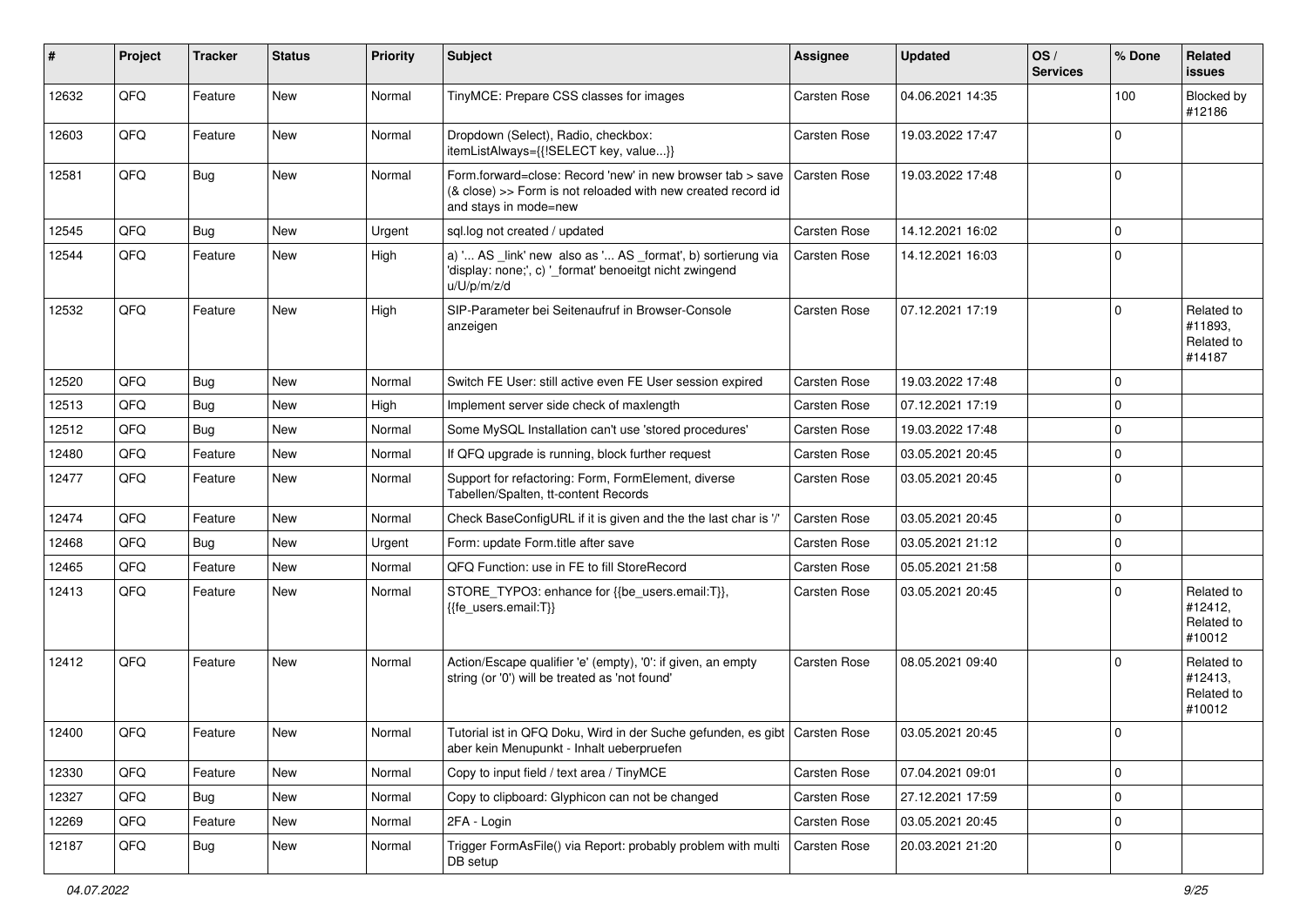| # | Project | Tracker | Status | Priority | Subject | Assignee | Updated | OS / Services | % Done | Related issues |
|---|---|---|---|---|---|---|---|---|---|---|
| 12632 | QFQ | Feature | New | Normal | TinyMCE: Prepare CSS classes for images | Carsten Rose | 04.06.2021 14:35 | | 100 | Blocked by #12186 |
| 12603 | QFQ | Feature | New | Normal | Dropdown (Select), Radio, checkbox: itemListAlways={{!SELECT key, value...}} | Carsten Rose | 19.03.2022 17:47 | | 0 | |
| 12581 | QFQ | Bug | New | Normal | Form.forward=close: Record 'new' in new browser tab > save (& close) >> Form is not reloaded with new created record id and stays in mode=new | Carsten Rose | 19.03.2022 17:48 | | 0 | |
| 12545 | QFQ | Bug | New | Urgent | sql.log not created / updated | Carsten Rose | 14.12.2021 16:02 | | 0 | |
| 12544 | QFQ | Feature | New | High | a) '... AS _link' new also as '... AS _format', b) sortierung via 'display: none;', c) '_format' benoeitgt nicht zwingend u/U/p/m/z/d | Carsten Rose | 14.12.2021 16:03 | | 0 | |
| 12532 | QFQ | Feature | New | High | SIP-Parameter bei Seitenaufruf in Browser-Console anzeigen | Carsten Rose | 07.12.2021 17:19 | | 0 | Related to #11893, Related to #14187 |
| 12520 | QFQ | Bug | New | Normal | Switch FE User: still active even FE User session expired | Carsten Rose | 19.03.2022 17:48 | | 0 | |
| 12513 | QFQ | Bug | New | High | Implement server side check of maxlength | Carsten Rose | 07.12.2021 17:19 | | 0 | |
| 12512 | QFQ | Bug | New | Normal | Some MySQL Installation can't use 'stored procedures' | Carsten Rose | 19.03.2022 17:48 | | 0 | |
| 12480 | QFQ | Feature | New | Normal | If QFQ upgrade is running, block further request | Carsten Rose | 03.05.2021 20:45 | | 0 | |
| 12477 | QFQ | Feature | New | Normal | Support for refactoring: Form, FormElement, diverse Tabellen/Spalten, tt-content Records | Carsten Rose | 03.05.2021 20:45 | | 0 | |
| 12474 | QFQ | Feature | New | Normal | Check BaseConfigURL if it is given and the the last char is '/' | Carsten Rose | 03.05.2021 20:45 | | 0 | |
| 12468 | QFQ | Bug | New | Urgent | Form: update Form.title after save | Carsten Rose | 03.05.2021 21:12 | | 0 | |
| 12465 | QFQ | Feature | New | Normal | QFQ Function: use in FE to fill StoreRecord | Carsten Rose | 05.05.2021 21:58 | | 0 | |
| 12413 | QFQ | Feature | New | Normal | STORE_TYPO3: enhance for {{be_users.email:T}}, {{fe_users.email:T}} | Carsten Rose | 03.05.2021 20:45 | | 0 | Related to #12412, Related to #10012 |
| 12412 | QFQ | Feature | New | Normal | Action/Escape qualifier 'e' (empty), '0': if given, an empty string (or '0') will be treated as 'not found' | Carsten Rose | 08.05.2021 09:40 | | 0 | Related to #12413, Related to #10012 |
| 12400 | QFQ | Feature | New | Normal | Tutorial ist in QFQ Doku, Wird in der Suche gefunden, es gibt aber kein Menupunkt - Inhalt ueberpruefen | Carsten Rose | 03.05.2021 20:45 | | 0 | |
| 12330 | QFQ | Feature | New | Normal | Copy to input field / text area / TinyMCE | Carsten Rose | 07.04.2021 09:01 | | 0 | |
| 12327 | QFQ | Bug | New | Normal | Copy to clipboard: Glyphicon can not be changed | Carsten Rose | 27.12.2021 17:59 | | 0 | |
| 12269 | QFQ | Feature | New | Normal | 2FA - Login | Carsten Rose | 03.05.2021 20:45 | | 0 | |
| 12187 | QFQ | Bug | New | Normal | Trigger FormAsFile() via Report: probably problem with multi DB setup | Carsten Rose | 20.03.2021 21:20 | | 0 | |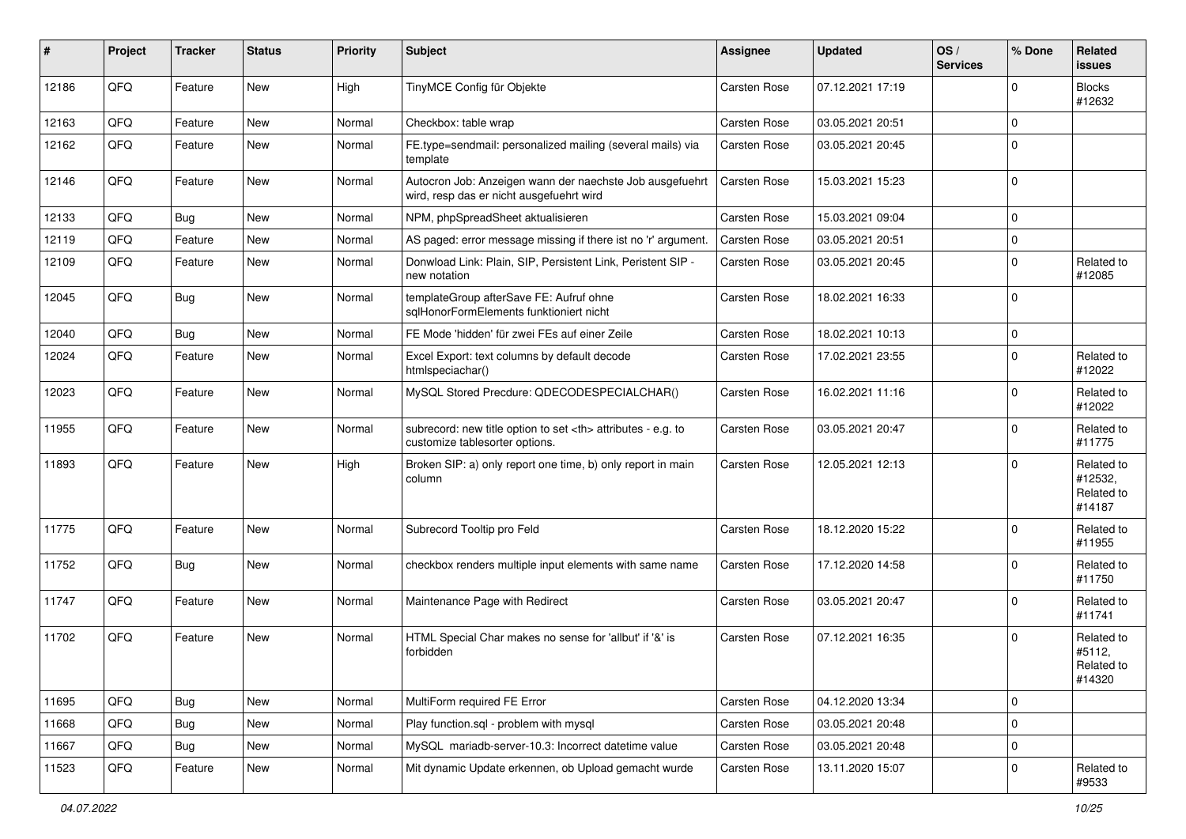| # | Project | Tracker | Status | Priority | Subject | Assignee | Updated | OS / Services | % Done | Related issues |
|---|---|---|---|---|---|---|---|---|---|---|
| 12186 | QFQ | Feature | New | High | TinyMCE Config für Objekte | Carsten Rose | 07.12.2021 17:19 | | 0 | Blocks #12632 |
| 12163 | QFQ | Feature | New | Normal | Checkbox: table wrap | Carsten Rose | 03.05.2021 20:51 | | 0 | |
| 12162 | QFQ | Feature | New | Normal | FE.type=sendmail: personalized mailing (several mails) via template | Carsten Rose | 03.05.2021 20:45 | | 0 | |
| 12146 | QFQ | Feature | New | Normal | Autocron Job: Anzeigen wann der naechste Job ausgefuehrt wird, resp das er nicht ausgefuehrt wird | Carsten Rose | 15.03.2021 15:23 | | 0 | |
| 12133 | QFQ | Bug | New | Normal | NPM, phpSpreadSheet aktualisieren | Carsten Rose | 15.03.2021 09:04 | | 0 | |
| 12119 | QFQ | Feature | New | Normal | AS paged: error message missing if there ist no 'r' argument. | Carsten Rose | 03.05.2021 20:51 | | 0 | |
| 12109 | QFQ | Feature | New | Normal | Donwload Link: Plain, SIP, Persistent Link, Peristent SIP - new notation | Carsten Rose | 03.05.2021 20:45 | | 0 | Related to #12085 |
| 12045 | QFQ | Bug | New | Normal | templateGroup afterSave FE: Aufruf ohne sqlHonorFormElements funktioniert nicht | Carsten Rose | 18.02.2021 16:33 | | 0 | |
| 12040 | QFQ | Bug | New | Normal | FE Mode 'hidden' für zwei FEs auf einer Zeile | Carsten Rose | 18.02.2021 10:13 | | 0 | |
| 12024 | QFQ | Feature | New | Normal | Excel Export: text columns by default decode htmlspeciachar() | Carsten Rose | 17.02.2021 23:55 | | 0 | Related to #12022 |
| 12023 | QFQ | Feature | New | Normal | MySQL Stored Precdure: QDECODESPECIALCHAR() | Carsten Rose | 16.02.2021 11:16 | | 0 | Related to #12022 |
| 11955 | QFQ | Feature | New | Normal | subrecord: new title option to set <th> attributes - e.g. to customize tablesorter options. | Carsten Rose | 03.05.2021 20:47 | | 0 | Related to #11775 |
| 11893 | QFQ | Feature | New | High | Broken SIP: a) only report one time, b) only report in main column | Carsten Rose | 12.05.2021 12:13 | | 0 | Related to #12532, Related to #14187 |
| 11775 | QFQ | Feature | New | Normal | Subrecord Tooltip pro Feld | Carsten Rose | 18.12.2020 15:22 | | 0 | Related to #11955 |
| 11752 | QFQ | Bug | New | Normal | checkbox renders multiple input elements with same name | Carsten Rose | 17.12.2020 14:58 | | 0 | Related to #11750 |
| 11747 | QFQ | Feature | New | Normal | Maintenance Page with Redirect | Carsten Rose | 03.05.2021 20:47 | | 0 | Related to #11741 |
| 11702 | QFQ | Feature | New | Normal | HTML Special Char makes no sense for 'allbut' if '&' is forbidden | Carsten Rose | 07.12.2021 16:35 | | 0 | Related to #5112, Related to #14320 |
| 11695 | QFQ | Bug | New | Normal | MultiForm required FE Error | Carsten Rose | 04.12.2020 13:34 | | 0 | |
| 11668 | QFQ | Bug | New | Normal | Play function.sql - problem with mysql | Carsten Rose | 03.05.2021 20:48 | | 0 | |
| 11667 | QFQ | Bug | New | Normal | MySQL mariadb-server-10.3: Incorrect datetime value | Carsten Rose | 03.05.2021 20:48 | | 0 | |
| 11523 | QFQ | Feature | New | Normal | Mit dynamic Update erkennen, ob Upload gemacht wurde | Carsten Rose | 13.11.2020 15:07 | | 0 | Related to #9533 |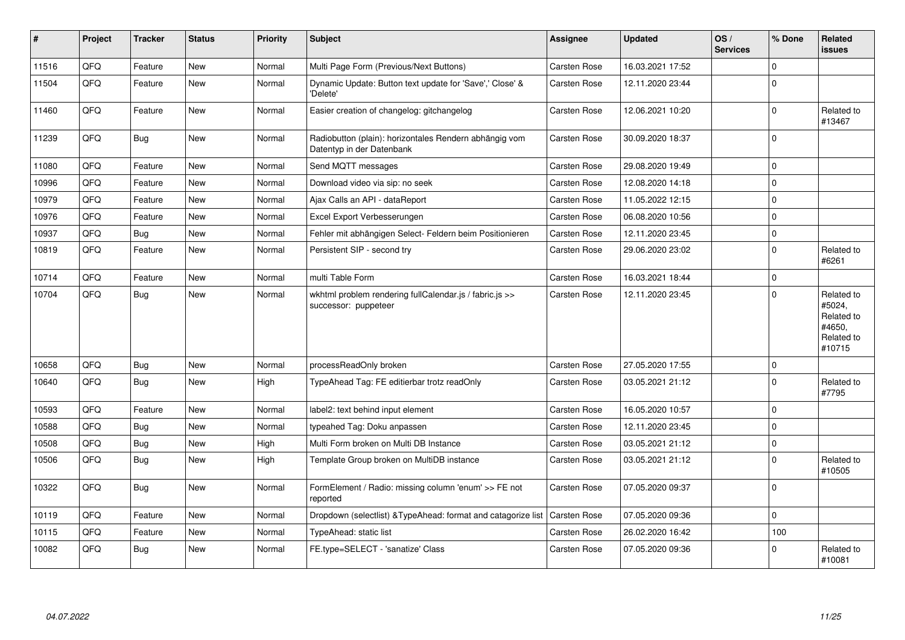| # | Project | Tracker | Status | Priority | Subject | Assignee | Updated | OS / Services | % Done | Related issues |
|---|---|---|---|---|---|---|---|---|---|---|
| 11516 | QFQ | Feature | New | Normal | Multi Page Form (Previous/Next Buttons) | Carsten Rose | 16.03.2021 17:52 | | 0 | |
| 11504 | QFQ | Feature | New | Normal | Dynamic Update: Button text update for 'Save',' Close' & 'Delete' | Carsten Rose | 12.11.2020 23:44 | | 0 | |
| 11460 | QFQ | Feature | New | Normal | Easier creation of changelog: gitchangelog | Carsten Rose | 12.06.2021 10:20 | | 0 | Related to #13467 |
| 11239 | QFQ | Bug | New | Normal | Radiobutton (plain): horizontales Rendern abhängig vom Datentyp in der Datenbank | Carsten Rose | 30.09.2020 18:37 | | 0 | |
| 11080 | QFQ | Feature | New | Normal | Send MQTT messages | Carsten Rose | 29.08.2020 19:49 | | 0 | |
| 10996 | QFQ | Feature | New | Normal | Download video via sip: no seek | Carsten Rose | 12.08.2020 14:18 | | 0 | |
| 10979 | QFQ | Feature | New | Normal | Ajax Calls an API - dataReport | Carsten Rose | 11.05.2022 12:15 | | 0 | |
| 10976 | QFQ | Feature | New | Normal | Excel Export Verbesserungen | Carsten Rose | 06.08.2020 10:56 | | 0 | |
| 10937 | QFQ | Bug | New | Normal | Fehler mit abhängigen Select- Feldern beim Positionieren | Carsten Rose | 12.11.2020 23:45 | | 0 | |
| 10819 | QFQ | Feature | New | Normal | Persistent SIP - second try | Carsten Rose | 29.06.2020 23:02 | | 0 | Related to #6261 |
| 10714 | QFQ | Feature | New | Normal | multi Table Form | Carsten Rose | 16.03.2021 18:44 | | 0 | |
| 10704 | QFQ | Bug | New | Normal | wkhtml problem rendering fullCalendar.js / fabric.js >> successor: puppeteer | Carsten Rose | 12.11.2020 23:45 | | 0 | Related to #5024, Related to #4650, Related to #10715 |
| 10658 | QFQ | Bug | New | Normal | processReadOnly broken | Carsten Rose | 27.05.2020 17:55 | | 0 | |
| 10640 | QFQ | Bug | New | High | TypeAhead Tag: FE editierbar trotz readOnly | Carsten Rose | 03.05.2021 21:12 | | 0 | Related to #7795 |
| 10593 | QFQ | Feature | New | Normal | label2: text behind input element | Carsten Rose | 16.05.2020 10:57 | | 0 | |
| 10588 | QFQ | Bug | New | Normal | typeahed Tag: Doku anpassen | Carsten Rose | 12.11.2020 23:45 | | 0 | |
| 10508 | QFQ | Bug | New | High | Multi Form broken on Multi DB Instance | Carsten Rose | 03.05.2021 21:12 | | 0 | |
| 10506 | QFQ | Bug | New | High | Template Group broken on MultiDB instance | Carsten Rose | 03.05.2021 21:12 | | 0 | Related to #10505 |
| 10322 | QFQ | Bug | New | Normal | FormElement / Radio: missing column 'enum' >> FE not reported | Carsten Rose | 07.05.2020 09:37 | | 0 | |
| 10119 | QFQ | Feature | New | Normal | Dropdown (selectlist) &TypeAhead: format and catagorize list | Carsten Rose | 07.05.2020 09:36 | | 0 | |
| 10115 | QFQ | Feature | New | Normal | TypeAhead: static list | Carsten Rose | 26.02.2020 16:42 | | 100 | |
| 10082 | QFQ | Bug | New | Normal | FE.type=SELECT - 'sanatize' Class | Carsten Rose | 07.05.2020 09:36 | | 0 | Related to #10081 |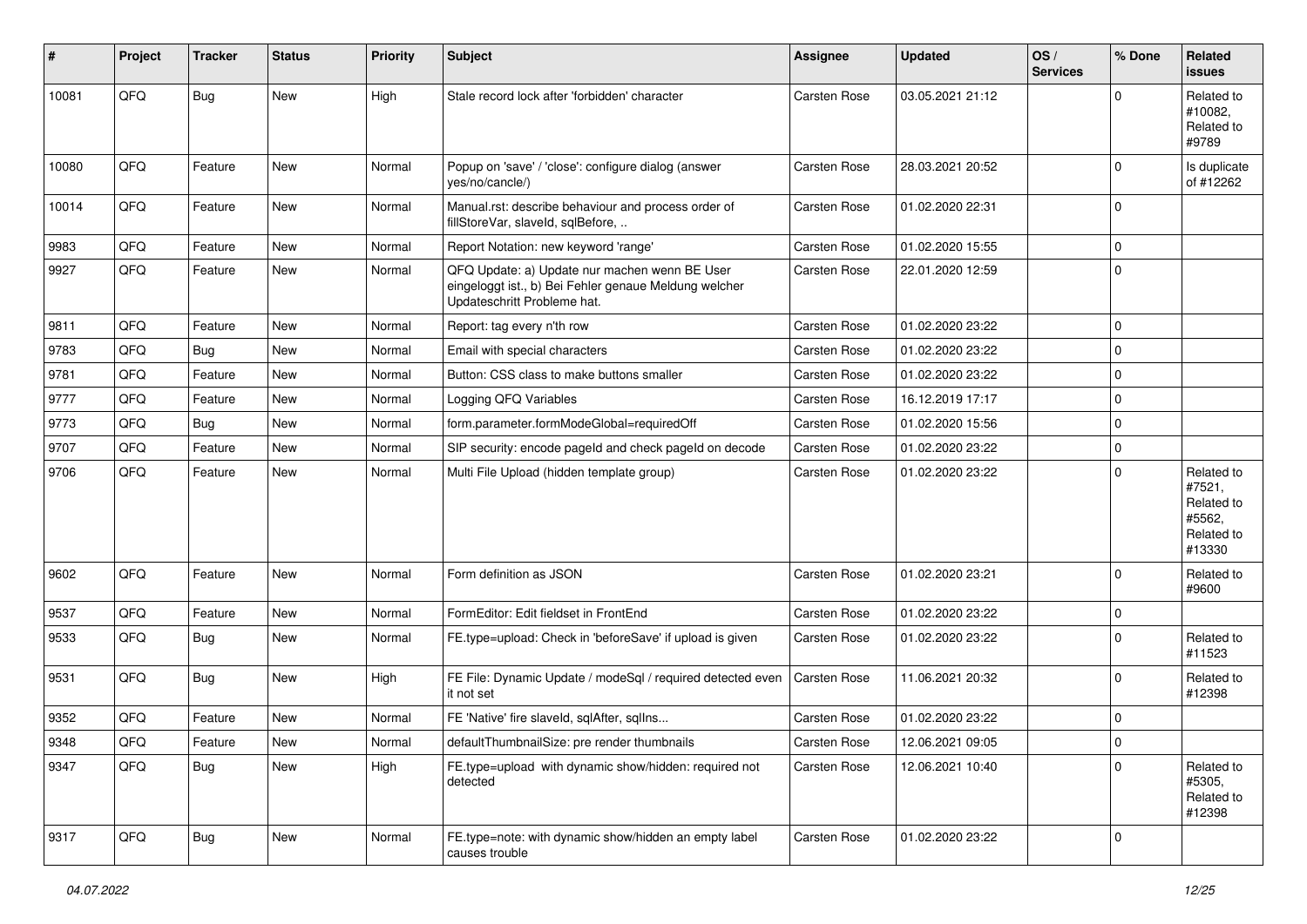| # | Project | Tracker | Status | Priority | Subject | Assignee | Updated | OS / Services | % Done | Related issues |
|---|---|---|---|---|---|---|---|---|---|---|
| 10081 | QFQ | Bug | New | High | Stale record lock after 'forbidden' character | Carsten Rose | 03.05.2021 21:12 | | 0 | Related to #10082, Related to #9789 |
| 10080 | QFQ | Feature | New | Normal | Popup on 'save' / 'close': configure dialog (answer yes/no/cancle/) | Carsten Rose | 28.03.2021 20:52 | | 0 | Is duplicate of #12262 |
| 10014 | QFQ | Feature | New | Normal | Manual.rst: describe behaviour and process order of fillStoreVar, slaveId, sqlBefore, .. | Carsten Rose | 01.02.2020 22:31 | | 0 | |
| 9983 | QFQ | Feature | New | Normal | Report Notation: new keyword 'range' | Carsten Rose | 01.02.2020 15:55 | | 0 | |
| 9927 | QFQ | Feature | New | Normal | QFQ Update: a) Update nur machen wenn BE User eingeloggt ist., b) Bei Fehler genaue Meldung welcher Updateschritt Probleme hat. | Carsten Rose | 22.01.2020 12:59 | | 0 | |
| 9811 | QFQ | Feature | New | Normal | Report: tag every n'th row | Carsten Rose | 01.02.2020 23:22 | | 0 | |
| 9783 | QFQ | Bug | New | Normal | Email with special characters | Carsten Rose | 01.02.2020 23:22 | | 0 | |
| 9781 | QFQ | Feature | New | Normal | Button: CSS class to make buttons smaller | Carsten Rose | 01.02.2020 23:22 | | 0 | |
| 9777 | QFQ | Feature | New | Normal | Logging QFQ Variables | Carsten Rose | 16.12.2019 17:17 | | 0 | |
| 9773 | QFQ | Bug | New | Normal | form.parameter.formModeGlobal=requiredOff | Carsten Rose | 01.02.2020 15:56 | | 0 | |
| 9707 | QFQ | Feature | New | Normal | SIP security: encode pageId and check pageId on decode | Carsten Rose | 01.02.2020 23:22 | | 0 | |
| 9706 | QFQ | Feature | New | Normal | Multi File Upload (hidden template group) | Carsten Rose | 01.02.2020 23:22 | | 0 | Related to #7521, Related to #5562, Related to #13330 |
| 9602 | QFQ | Feature | New | Normal | Form definition as JSON | Carsten Rose | 01.02.2020 23:21 | | 0 | Related to #9600 |
| 9537 | QFQ | Feature | New | Normal | FormEditor: Edit fieldset in FrontEnd | Carsten Rose | 01.02.2020 23:22 | | 0 | |
| 9533 | QFQ | Bug | New | Normal | FE.type=upload: Check in 'beforeSave' if upload is given | Carsten Rose | 01.02.2020 23:22 | | 0 | Related to #11523 |
| 9531 | QFQ | Bug | New | High | FE File: Dynamic Update / modeSql / required detected even it not set | Carsten Rose | 11.06.2021 20:32 | | 0 | Related to #12398 |
| 9352 | QFQ | Feature | New | Normal | FE 'Native' fire slaveId, sqlAfter, sqlIns... | Carsten Rose | 01.02.2020 23:22 | | 0 | |
| 9348 | QFQ | Feature | New | Normal | defaultThumbnailSize: pre render thumbnails | Carsten Rose | 12.06.2021 09:05 | | 0 | |
| 9347 | QFQ | Bug | New | High | FE.type=upload with dynamic show/hidden: required not detected | Carsten Rose | 12.06.2021 10:40 | | 0 | Related to #5305, Related to #12398 |
| 9317 | QFQ | Bug | New | Normal | FE.type=note: with dynamic show/hidden an empty label causes trouble | Carsten Rose | 01.02.2020 23:22 | | 0 | |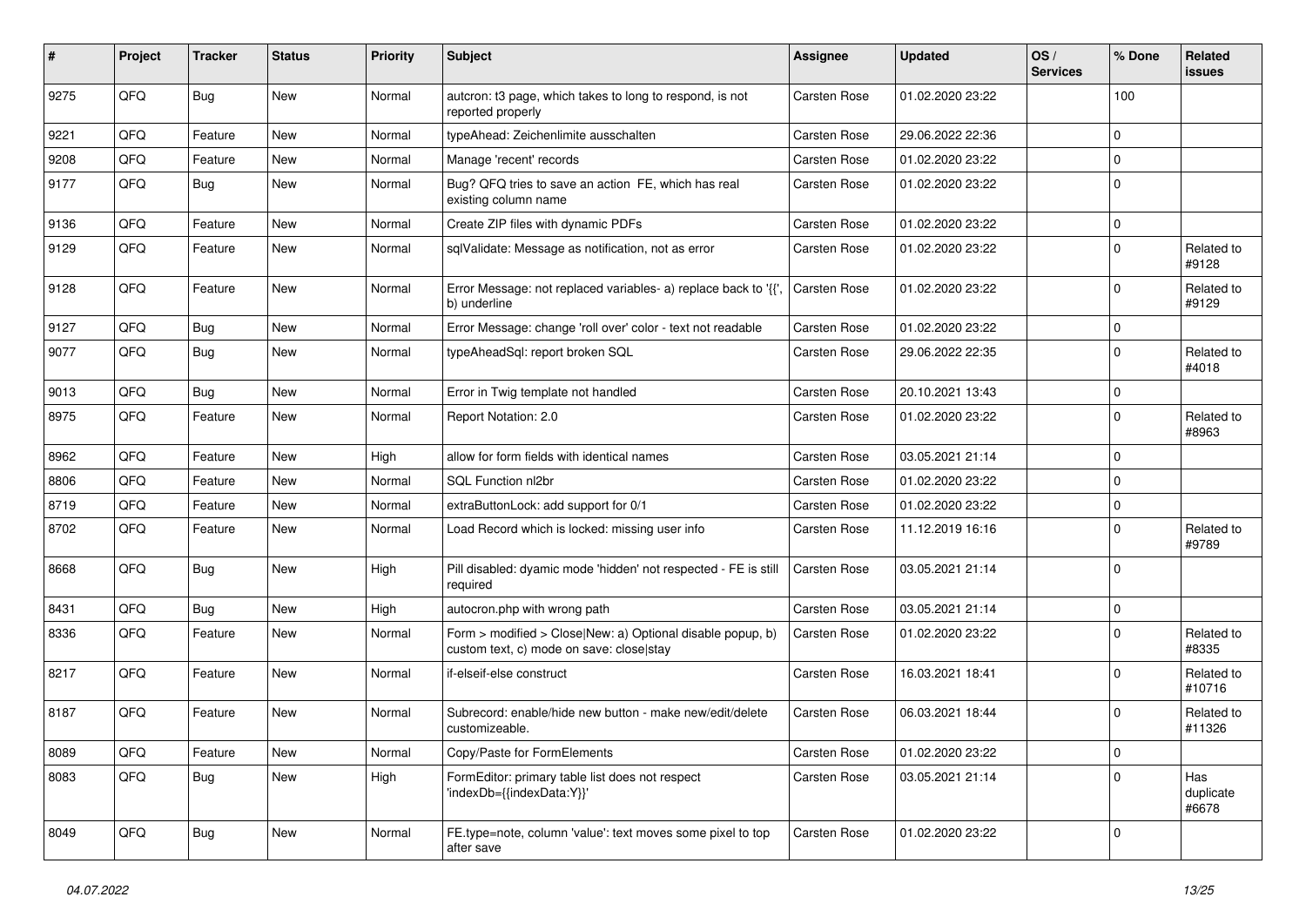| # | Project | Tracker | Status | Priority | Subject | Assignee | Updated | OS / Services | % Done | Related issues |
|---|---|---|---|---|---|---|---|---|---|---|
| 9275 | QFQ | Bug | New | Normal | autcron: t3 page, which takes to long to respond, is not reported properly | Carsten Rose | 01.02.2020 23:22 | | 100 | |
| 9221 | QFQ | Feature | New | Normal | typeAhead: Zeichenlimite ausschalten | Carsten Rose | 29.06.2022 22:36 | | 0 | |
| 9208 | QFQ | Feature | New | Normal | Manage 'recent' records | Carsten Rose | 01.02.2020 23:22 | | 0 | |
| 9177 | QFQ | Bug | New | Normal | Bug? QFQ tries to save an action FE, which has real existing column name | Carsten Rose | 01.02.2020 23:22 | | 0 | |
| 9136 | QFQ | Feature | New | Normal | Create ZIP files with dynamic PDFs | Carsten Rose | 01.02.2020 23:22 | | 0 | |
| 9129 | QFQ | Feature | New | Normal | sqlValidate: Message as notification, not as error | Carsten Rose | 01.02.2020 23:22 | | 0 | Related to #9128 |
| 9128 | QFQ | Feature | New | Normal | Error Message: not replaced variables- a) replace back to '{{', b) underline | Carsten Rose | 01.02.2020 23:22 | | 0 | Related to #9129 |
| 9127 | QFQ | Bug | New | Normal | Error Message: change 'roll over' color - text not readable | Carsten Rose | 01.02.2020 23:22 | | 0 | |
| 9077 | QFQ | Bug | New | Normal | typeAheadSql: report broken SQL | Carsten Rose | 29.06.2022 22:35 | | 0 | Related to #4018 |
| 9013 | QFQ | Bug | New | Normal | Error in Twig template not handled | Carsten Rose | 20.10.2021 13:43 | | 0 | |
| 8975 | QFQ | Feature | New | Normal | Report Notation: 2.0 | Carsten Rose | 01.02.2020 23:22 | | 0 | Related to #8963 |
| 8962 | QFQ | Feature | New | High | allow for form fields with identical names | Carsten Rose | 03.05.2021 21:14 | | 0 | |
| 8806 | QFQ | Feature | New | Normal | SQL Function nl2br | Carsten Rose | 01.02.2020 23:22 | | 0 | |
| 8719 | QFQ | Feature | New | Normal | extraButtonLock: add support for 0/1 | Carsten Rose | 01.02.2020 23:22 | | 0 | |
| 8702 | QFQ | Feature | New | Normal | Load Record which is locked: missing user info | Carsten Rose | 11.12.2019 16:16 | | 0 | Related to #9789 |
| 8668 | QFQ | Bug | New | High | Pill disabled: dyamic mode 'hidden' not respected - FE is still required | Carsten Rose | 03.05.2021 21:14 | | 0 | |
| 8431 | QFQ | Bug | New | High | autocron.php with wrong path | Carsten Rose | 03.05.2021 21:14 | | 0 | |
| 8336 | QFQ | Feature | New | Normal | Form > modified > Close\|New: a) Optional disable popup, b) custom text, c) mode on save: close\|stay | Carsten Rose | 01.02.2020 23:22 | | 0 | Related to #8335 |
| 8217 | QFQ | Feature | New | Normal | if-elseif-else construct | Carsten Rose | 16.03.2021 18:41 | | 0 | Related to #10716 |
| 8187 | QFQ | Feature | New | Normal | Subrecord: enable/hide new button - make new/edit/delete customizeable. | Carsten Rose | 06.03.2021 18:44 | | 0 | Related to #11326 |
| 8089 | QFQ | Feature | New | Normal | Copy/Paste for FormElements | Carsten Rose | 01.02.2020 23:22 | | 0 | |
| 8083 | QFQ | Bug | New | High | FormEditor: primary table list does not respect 'indexDb={{indexData:Y}}' | Carsten Rose | 03.05.2021 21:14 | | 0 | Has duplicate #6678 |
| 8049 | QFQ | Bug | New | Normal | FE.type=note, column 'value': text moves some pixel to top after save | Carsten Rose | 01.02.2020 23:22 | | 0 | |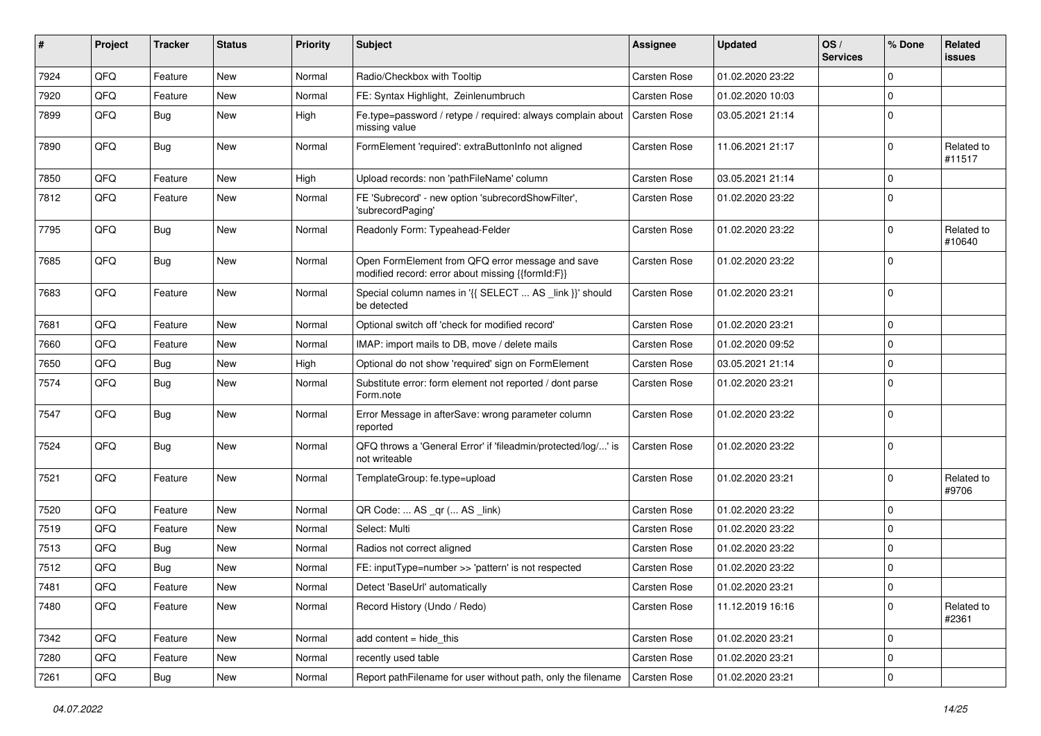| # | Project | Tracker | Status | Priority | Subject | Assignee | Updated | OS / Services | % Done | Related issues |
|---|---|---|---|---|---|---|---|---|---|---|
| 7924 | QFQ | Feature | New | Normal | Radio/Checkbox with Tooltip | Carsten Rose | 01.02.2020 23:22 | | 0 | |
| 7920 | QFQ | Feature | New | Normal | FE: Syntax Highlight, Zeinlenumbruch | Carsten Rose | 01.02.2020 10:03 | | 0 | |
| 7899 | QFQ | Bug | New | High | Fe.type=password / retype / required: always complain about missing value | Carsten Rose | 03.05.2021 21:14 | | 0 | |
| 7890 | QFQ | Bug | New | Normal | FormElement 'required': extraButtonInfo not aligned | Carsten Rose | 11.06.2021 21:17 | | 0 | Related to #11517 |
| 7850 | QFQ | Feature | New | High | Upload records: non 'pathFileName' column | Carsten Rose | 03.05.2021 21:14 | | 0 | |
| 7812 | QFQ | Feature | New | Normal | FE 'Subrecord' - new option 'subrecordShowFilter', 'subrecordPaging' | Carsten Rose | 01.02.2020 23:22 | | 0 | |
| 7795 | QFQ | Bug | New | Normal | Readonly Form: Typeahead-Felder | Carsten Rose | 01.02.2020 23:22 | | 0 | Related to #10640 |
| 7685 | QFQ | Bug | New | Normal | Open FormElement from QFQ error message and save modified record: error about missing {{formId:F}} | Carsten Rose | 01.02.2020 23:22 | | 0 | |
| 7683 | QFQ | Feature | New | Normal | Special column names in '{{ SELECT ... AS _link }}' should be detected | Carsten Rose | 01.02.2020 23:21 | | 0 | |
| 7681 | QFQ | Feature | New | Normal | Optional switch off 'check for modified record' | Carsten Rose | 01.02.2020 23:21 | | 0 | |
| 7660 | QFQ | Feature | New | Normal | IMAP: import mails to DB, move / delete mails | Carsten Rose | 01.02.2020 09:52 | | 0 | |
| 7650 | QFQ | Bug | New | High | Optional do not show 'required' sign on FormElement | Carsten Rose | 03.05.2021 21:14 | | 0 | |
| 7574 | QFQ | Bug | New | Normal | Substitute error: form element not reported / dont parse Form.note | Carsten Rose | 01.02.2020 23:21 | | 0 | |
| 7547 | QFQ | Bug | New | Normal | Error Message in afterSave: wrong parameter column reported | Carsten Rose | 01.02.2020 23:22 | | 0 | |
| 7524 | QFQ | Bug | New | Normal | QFQ throws a 'General Error' if 'fileadmin/protected/log/...' is not writeable | Carsten Rose | 01.02.2020 23:22 | | 0 | |
| 7521 | QFQ | Feature | New | Normal | TemplateGroup: fe.type=upload | Carsten Rose | 01.02.2020 23:21 | | 0 | Related to #9706 |
| 7520 | QFQ | Feature | New | Normal | QR Code: ... AS _qr (... AS _link) | Carsten Rose | 01.02.2020 23:22 | | 0 | |
| 7519 | QFQ | Feature | New | Normal | Select: Multi | Carsten Rose | 01.02.2020 23:22 | | 0 | |
| 7513 | QFQ | Bug | New | Normal | Radios not correct aligned | Carsten Rose | 01.02.2020 23:22 | | 0 | |
| 7512 | QFQ | Bug | New | Normal | FE: inputType=number >> 'pattern' is not respected | Carsten Rose | 01.02.2020 23:22 | | 0 | |
| 7481 | QFQ | Feature | New | Normal | Detect 'BaseUrl' automatically | Carsten Rose | 01.02.2020 23:21 | | 0 | |
| 7480 | QFQ | Feature | New | Normal | Record History (Undo / Redo) | Carsten Rose | 11.12.2019 16:16 | | 0 | Related to #2361 |
| 7342 | QFQ | Feature | New | Normal | add content = hide_this | Carsten Rose | 01.02.2020 23:21 | | 0 | |
| 7280 | QFQ | Feature | New | Normal | recently used table | Carsten Rose | 01.02.2020 23:21 | | 0 | |
| 7261 | QFQ | Bug | New | Normal | Report pathFilename for user without path, only the filename | Carsten Rose | 01.02.2020 23:21 | | 0 | |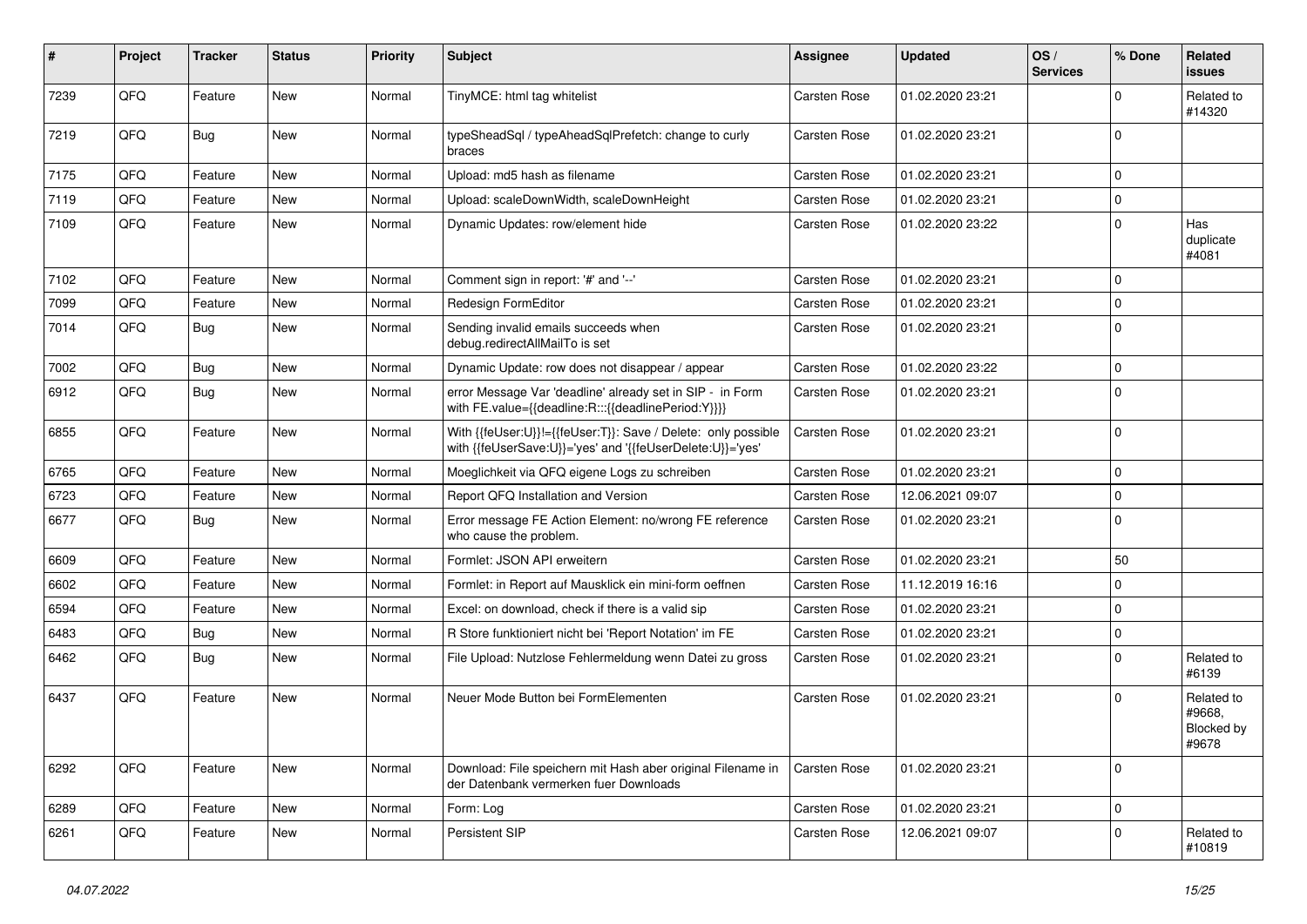| # | Project | Tracker | Status | Priority | Subject | Assignee | Updated | OS / Services | % Done | Related issues |
|---|---|---|---|---|---|---|---|---|---|---|
| 7239 | QFQ | Feature | New | Normal | TinyMCE: html tag whitelist | Carsten Rose | 01.02.2020 23:21 | | 0 | Related to #14320 |
| 7219 | QFQ | Bug | New | Normal | typeSheadSql / typeAheadSqlPrefetch: change to curly braces | Carsten Rose | 01.02.2020 23:21 | | 0 | |
| 7175 | QFQ | Feature | New | Normal | Upload: md5 hash as filename | Carsten Rose | 01.02.2020 23:21 | | 0 | |
| 7119 | QFQ | Feature | New | Normal | Upload: scaleDownWidth, scaleDownHeight | Carsten Rose | 01.02.2020 23:21 | | 0 | |
| 7109 | QFQ | Feature | New | Normal | Dynamic Updates: row/element hide | Carsten Rose | 01.02.2020 23:22 | | 0 | Has duplicate #4081 |
| 7102 | QFQ | Feature | New | Normal | Comment sign in report: '#' and '--' | Carsten Rose | 01.02.2020 23:21 | | 0 | |
| 7099 | QFQ | Feature | New | Normal | Redesign FormEditor | Carsten Rose | 01.02.2020 23:21 | | 0 | |
| 7014 | QFQ | Bug | New | Normal | Sending invalid emails succeeds when debug.redirectAllMailTo is set | Carsten Rose | 01.02.2020 23:21 | | 0 | |
| 7002 | QFQ | Bug | New | Normal | Dynamic Update: row does not disappear / appear | Carsten Rose | 01.02.2020 23:22 | | 0 | |
| 6912 | QFQ | Bug | New | Normal | error Message Var 'deadline' already set in SIP - in Form with FE.value={{deadline:R:::{{deadlinePeriod:Y}}}} | Carsten Rose | 01.02.2020 23:21 | | 0 | |
| 6855 | QFQ | Feature | New | Normal | With {{feUser:U}}!={{feUser:T}}: Save / Delete: only possible with {{feUserSave:U}}='yes' and '{{feUserDelete:U}}='yes' | Carsten Rose | 01.02.2020 23:21 | | 0 | |
| 6765 | QFQ | Feature | New | Normal | Moeglichkeit via QFQ eigene Logs zu schreiben | Carsten Rose | 01.02.2020 23:21 | | 0 | |
| 6723 | QFQ | Feature | New | Normal | Report QFQ Installation and Version | Carsten Rose | 12.06.2021 09:07 | | 0 | |
| 6677 | QFQ | Bug | New | Normal | Error message FE Action Element: no/wrong FE reference who cause the problem. | Carsten Rose | 01.02.2020 23:21 | | 0 | |
| 6609 | QFQ | Feature | New | Normal | Formlet: JSON API erweitern | Carsten Rose | 01.02.2020 23:21 | | 50 | |
| 6602 | QFQ | Feature | New | Normal | Formlet: in Report auf Mausklick ein mini-form oeffnen | Carsten Rose | 11.12.2019 16:16 | | 0 | |
| 6594 | QFQ | Feature | New | Normal | Excel: on download, check if there is a valid sip | Carsten Rose | 01.02.2020 23:21 | | 0 | |
| 6483 | QFQ | Bug | New | Normal | R Store funktioniert nicht bei 'Report Notation' im FE | Carsten Rose | 01.02.2020 23:21 | | 0 | |
| 6462 | QFQ | Bug | New | Normal | File Upload: Nutzlose Fehlermeldung wenn Datei zu gross | Carsten Rose | 01.02.2020 23:21 | | 0 | Related to #6139 |
| 6437 | QFQ | Feature | New | Normal | Neuer Mode Button bei FormElementen | Carsten Rose | 01.02.2020 23:21 | | 0 | Related to #9668, Blocked by #9678 |
| 6292 | QFQ | Feature | New | Normal | Download: File speichern mit Hash aber original Filename in der Datenbank vermerken fuer Downloads | Carsten Rose | 01.02.2020 23:21 | | 0 | |
| 6289 | QFQ | Feature | New | Normal | Form: Log | Carsten Rose | 01.02.2020 23:21 | | 0 | |
| 6261 | QFQ | Feature | New | Normal | Persistent SIP | Carsten Rose | 12.06.2021 09:07 | | 0 | Related to #10819 |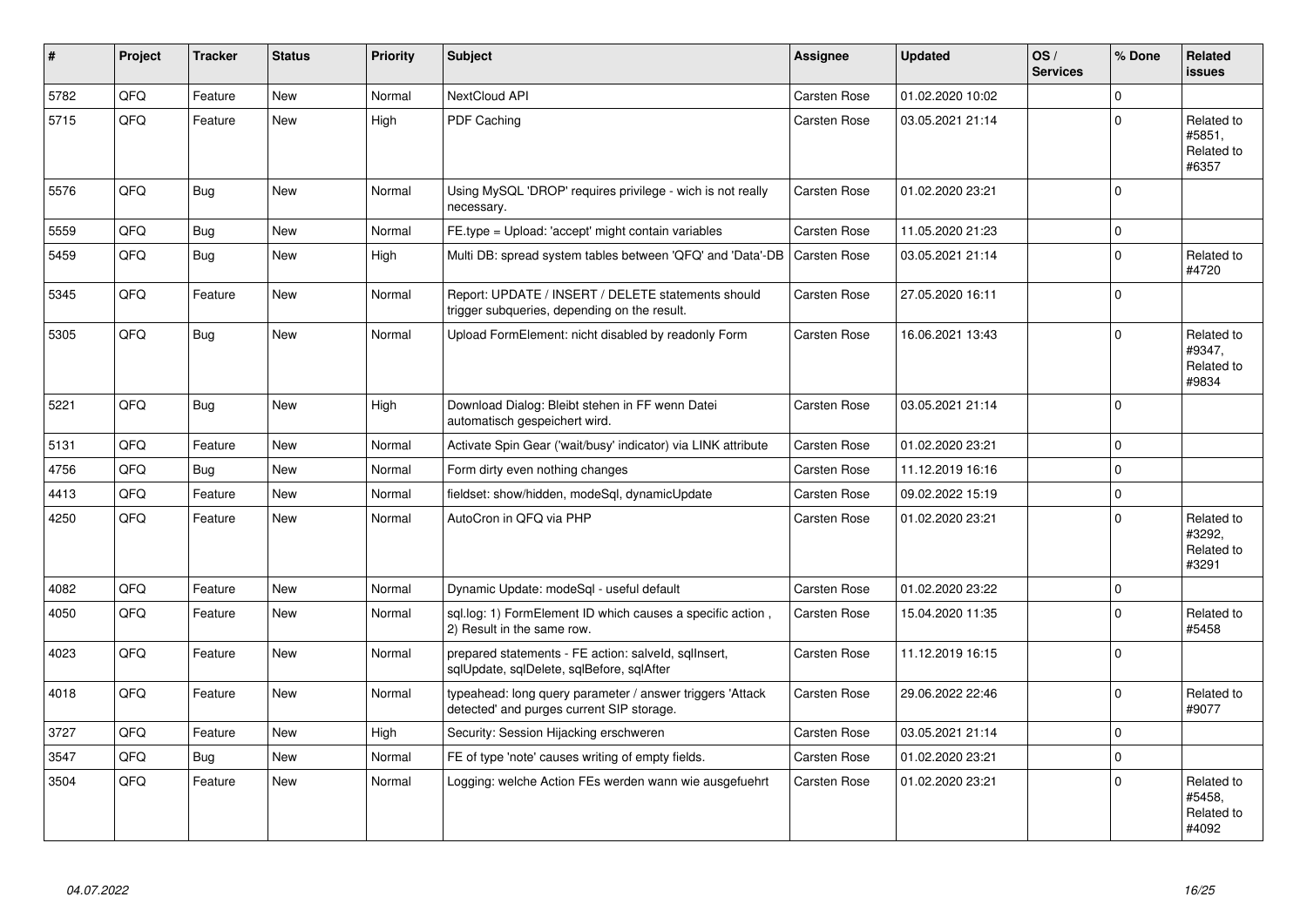| # | Project | Tracker | Status | Priority | Subject | Assignee | Updated | OS / Services | % Done | Related issues |
|---|---|---|---|---|---|---|---|---|---|---|
| 5782 | QFQ | Feature | New | Normal | NextCloud API | Carsten Rose | 01.02.2020 10:02 | | 0 | |
| 5715 | QFQ | Feature | New | High | PDF Caching | Carsten Rose | 03.05.2021 21:14 | | 0 | Related to #5851, Related to #6357 |
| 5576 | QFQ | Bug | New | Normal | Using MySQL 'DROP' requires privilege - wich is not really necessary. | Carsten Rose | 01.02.2020 23:21 | | 0 | |
| 5559 | QFQ | Bug | New | Normal | FE.type = Upload: 'accept' might contain variables | Carsten Rose | 11.05.2020 21:23 | | 0 | |
| 5459 | QFQ | Bug | New | High | Multi DB: spread system tables between 'QFQ' and 'Data'-DB | Carsten Rose | 03.05.2021 21:14 | | 0 | Related to #4720 |
| 5345 | QFQ | Feature | New | Normal | Report: UPDATE / INSERT / DELETE statements should trigger subqueries, depending on the result. | Carsten Rose | 27.05.2020 16:11 | | 0 | |
| 5305 | QFQ | Bug | New | Normal | Upload FormElement: nicht disabled by readonly Form | Carsten Rose | 16.06.2021 13:43 | | 0 | Related to #9347, Related to #9834 |
| 5221 | QFQ | Bug | New | High | Download Dialog: Bleibt stehen in FF wenn Datei automatisch gespeichert wird. | Carsten Rose | 03.05.2021 21:14 | | 0 | |
| 5131 | QFQ | Feature | New | Normal | Activate Spin Gear ('wait/busy' indicator) via LINK attribute | Carsten Rose | 01.02.2020 23:21 | | 0 | |
| 4756 | QFQ | Bug | New | Normal | Form dirty even nothing changes | Carsten Rose | 11.12.2019 16:16 | | 0 | |
| 4413 | QFQ | Feature | New | Normal | fieldset: show/hidden, modeSql, dynamicUpdate | Carsten Rose | 09.02.2022 15:19 | | 0 | |
| 4250 | QFQ | Feature | New | Normal | AutoCron in QFQ via PHP | Carsten Rose | 01.02.2020 23:21 | | 0 | Related to #3292, Related to #3291 |
| 4082 | QFQ | Feature | New | Normal | Dynamic Update: modeSql - useful default | Carsten Rose | 01.02.2020 23:22 | | 0 | |
| 4050 | QFQ | Feature | New | Normal | sql.log: 1) FormElement ID which causes a specific action , 2) Result in the same row. | Carsten Rose | 15.04.2020 11:35 | | 0 | Related to #5458 |
| 4023 | QFQ | Feature | New | Normal | prepared statements - FE action: salveld, sqlInsert, sqlUpdate, sqlDelete, sqlBefore, sqlAfter | Carsten Rose | 11.12.2019 16:15 | | 0 | |
| 4018 | QFQ | Feature | New | Normal | typeahead: long query parameter / answer triggers 'Attack detected' and purges current SIP storage. | Carsten Rose | 29.06.2022 22:46 | | 0 | Related to #9077 |
| 3727 | QFQ | Feature | New | High | Security: Session Hijacking erschweren | Carsten Rose | 03.05.2021 21:14 | | 0 | |
| 3547 | QFQ | Bug | New | Normal | FE of type 'note' causes writing of empty fields. | Carsten Rose | 01.02.2020 23:21 | | 0 | |
| 3504 | QFQ | Feature | New | Normal | Logging: welche Action FEs werden wann wie ausgefuehrt | Carsten Rose | 01.02.2020 23:21 | | 0 | Related to #5458, Related to #4092 |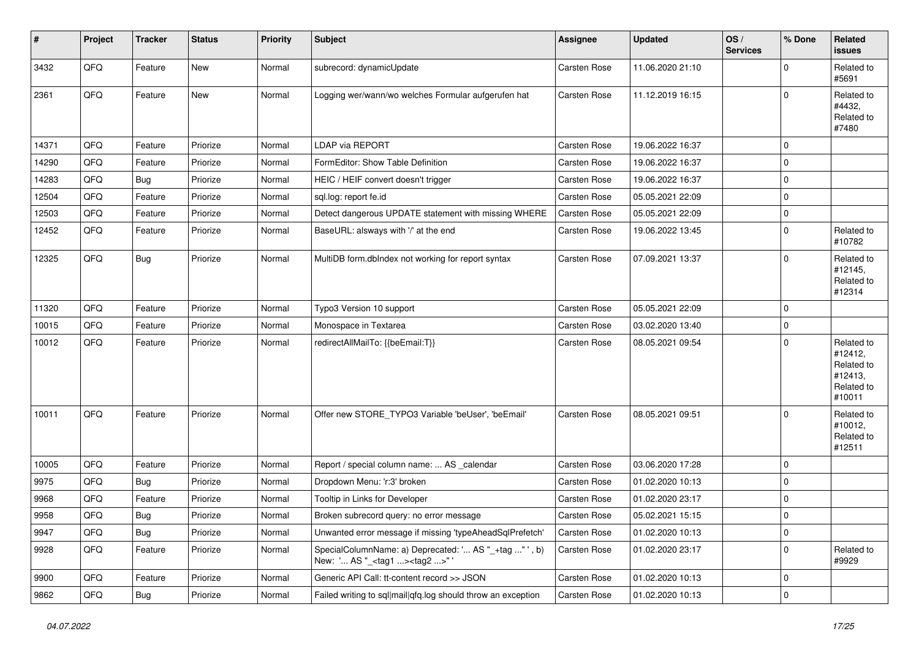| # | Project | Tracker | Status | Priority | Subject | Assignee | Updated | OS / Services | % Done | Related issues |
|---|---|---|---|---|---|---|---|---|---|---|
| 3432 | QFQ | Feature | New | Normal | subrecord: dynamicUpdate | Carsten Rose | 11.06.2020 21:10 | | 0 | Related to #5691 |
| 2361 | QFQ | Feature | New | Normal | Logging wer/wann/wo welches Formular aufgerufen hat | Carsten Rose | 11.12.2019 16:15 | | 0 | Related to #4432, Related to #7480 |
| 14371 | QFQ | Feature | Priorize | Normal | LDAP via REPORT | Carsten Rose | 19.06.2022 16:37 | | 0 | |
| 14290 | QFQ | Feature | Priorize | Normal | FormEditor: Show Table Definition | Carsten Rose | 19.06.2022 16:37 | | 0 | |
| 14283 | QFQ | Bug | Priorize | Normal | HEIC / HEIF convert doesn't trigger | Carsten Rose | 19.06.2022 16:37 | | 0 | |
| 12504 | QFQ | Feature | Priorize | Normal | sql.log: report fe.id | Carsten Rose | 05.05.2021 22:09 | | 0 | |
| 12503 | QFQ | Feature | Priorize | Normal | Detect dangerous UPDATE statement with missing WHERE | Carsten Rose | 05.05.2021 22:09 | | 0 | |
| 12452 | QFQ | Feature | Priorize | Normal | BaseURL: alsways with '/' at the end | Carsten Rose | 19.06.2022 13:45 | | 0 | Related to #10782 |
| 12325 | QFQ | Bug | Priorize | Normal | MultiDB form.dbIndex not working for report syntax | Carsten Rose | 07.09.2021 13:37 | | 0 | Related to #12145, Related to #12314 |
| 11320 | QFQ | Feature | Priorize | Normal | Typo3 Version 10 support | Carsten Rose | 05.05.2021 22:09 | | 0 | |
| 10015 | QFQ | Feature | Priorize | Normal | Monospace in Textarea | Carsten Rose | 03.02.2020 13:40 | | 0 | |
| 10012 | QFQ | Feature | Priorize | Normal | redirectAllMailTo: {{beEmail:T}} | Carsten Rose | 08.05.2021 09:54 | | 0 | Related to #12412, Related to #12413, Related to #10011 |
| 10011 | QFQ | Feature | Priorize | Normal | Offer new STORE_TYPO3 Variable 'beUser', 'beEmail' | Carsten Rose | 08.05.2021 09:51 | | 0 | Related to #10012, Related to #12511 |
| 10005 | QFQ | Feature | Priorize | Normal | Report / special column name: ... AS _calendar | Carsten Rose | 03.06.2020 17:28 | | 0 | |
| 9975 | QFQ | Bug | Priorize | Normal | Dropdown Menu: 'r:3' broken | Carsten Rose | 01.02.2020 10:13 | | 0 | |
| 9968 | QFQ | Feature | Priorize | Normal | Tooltip in Links for Developer | Carsten Rose | 01.02.2020 23:17 | | 0 | |
| 9958 | QFQ | Bug | Priorize | Normal | Broken subrecord query: no error message | Carsten Rose | 05.02.2021 15:15 | | 0 | |
| 9947 | QFQ | Bug | Priorize | Normal | Unwanted error message if missing 'typeAheadSqlPrefetch' | Carsten Rose | 01.02.2020 10:13 | | 0 | |
| 9928 | QFQ | Feature | Priorize | Normal | SpecialColumnName: a) Deprecated: '... AS "_+tag ..." ', b) New: '... AS "_<tag1 ...><tag2 ...>" ' | Carsten Rose | 01.02.2020 23:17 | | 0 | Related to #9929 |
| 9900 | QFQ | Feature | Priorize | Normal | Generic API Call: tt-content record >> JSON | Carsten Rose | 01.02.2020 10:13 | | 0 | |
| 9862 | QFQ | Bug | Priorize | Normal | Failed writing to sql\|mail\|qfq.log should throw an exception | Carsten Rose | 01.02.2020 10:13 | | 0 | |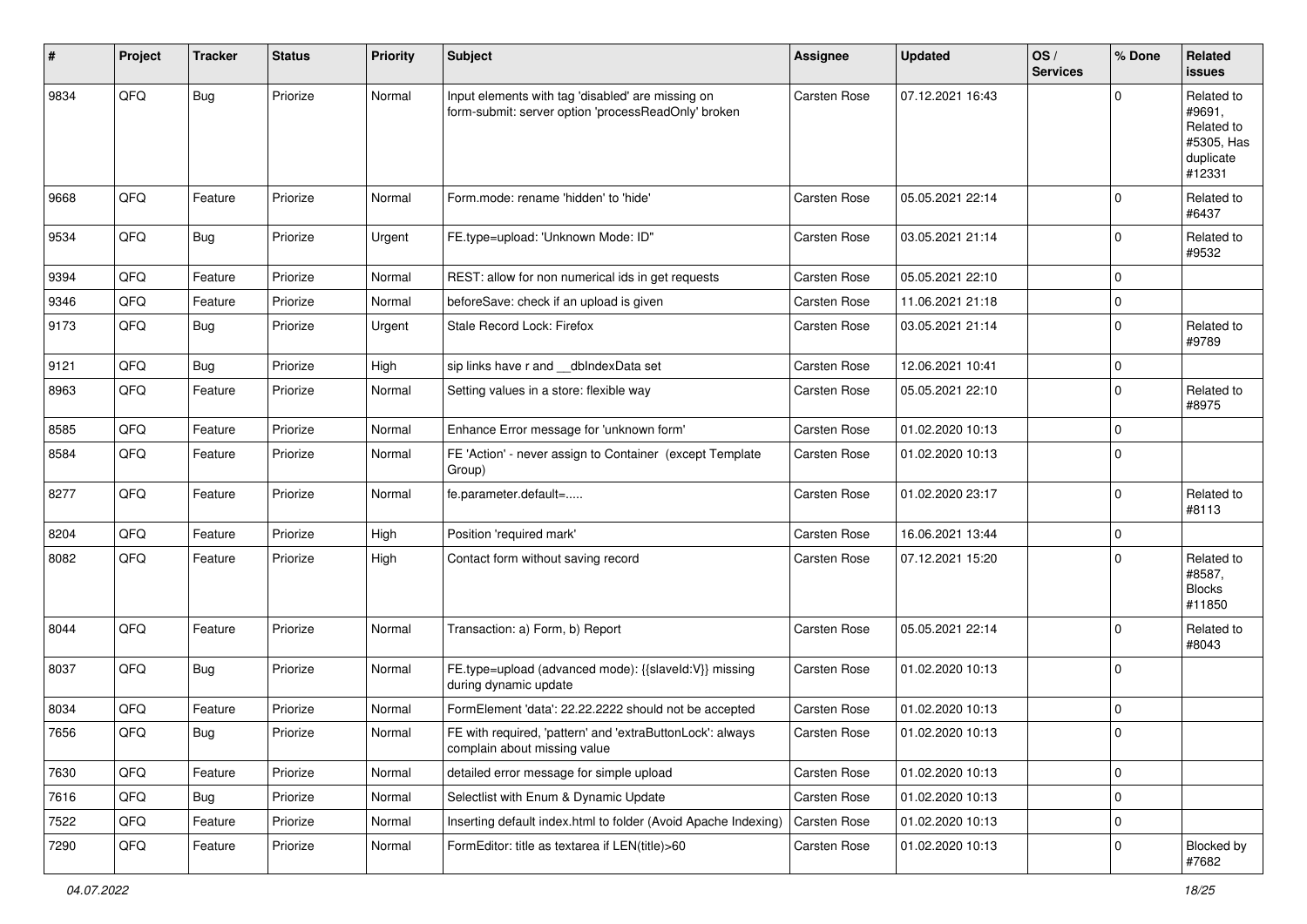| # | Project | Tracker | Status | Priority | Subject | Assignee | Updated | OS / Services | % Done | Related issues |
|---|---|---|---|---|---|---|---|---|---|---|
| 9834 | QFQ | Bug | Priorize | Normal | Input elements with tag 'disabled' are missing on form-submit: server option 'processReadOnly' broken | Carsten Rose | 07.12.2021 16:43 | | 0 | Related to #9691, Related to #5305, Has duplicate #12331 |
| 9668 | QFQ | Feature | Priorize | Normal | Form.mode: rename 'hidden' to 'hide' | Carsten Rose | 05.05.2021 22:14 | | 0 | Related to #6437 |
| 9534 | QFQ | Bug | Priorize | Urgent | FE.type=upload: 'Unknown Mode: ID" | Carsten Rose | 03.05.2021 21:14 | | 0 | Related to #9532 |
| 9394 | QFQ | Feature | Priorize | Normal | REST: allow for non numerical ids in get requests | Carsten Rose | 05.05.2021 22:10 | | 0 | |
| 9346 | QFQ | Feature | Priorize | Normal | beforeSave: check if an upload is given | Carsten Rose | 11.06.2021 21:18 | | 0 | |
| 9173 | QFQ | Bug | Priorize | Urgent | Stale Record Lock: Firefox | Carsten Rose | 03.05.2021 21:14 | | 0 | Related to #9789 |
| 9121 | QFQ | Bug | Priorize | High | sip links have r and __dbIndexData set | Carsten Rose | 12.06.2021 10:41 | | 0 | |
| 8963 | QFQ | Feature | Priorize | Normal | Setting values in a store: flexible way | Carsten Rose | 05.05.2021 22:10 | | 0 | Related to #8975 |
| 8585 | QFQ | Feature | Priorize | Normal | Enhance Error message for 'unknown form' | Carsten Rose | 01.02.2020 10:13 | | 0 | |
| 8584 | QFQ | Feature | Priorize | Normal | FE 'Action' - never assign to Container (except Template Group) | Carsten Rose | 01.02.2020 10:13 | | 0 | |
| 8277 | QFQ | Feature | Priorize | Normal | fe.parameter.default=..... | Carsten Rose | 01.02.2020 23:17 | | 0 | Related to #8113 |
| 8204 | QFQ | Feature | Priorize | High | Position 'required mark' | Carsten Rose | 16.06.2021 13:44 | | 0 | |
| 8082 | QFQ | Feature | Priorize | High | Contact form without saving record | Carsten Rose | 07.12.2021 15:20 | | 0 | Related to #8587, Blocks #11850 |
| 8044 | QFQ | Feature | Priorize | Normal | Transaction: a) Form, b) Report | Carsten Rose | 05.05.2021 22:14 | | 0 | Related to #8043 |
| 8037 | QFQ | Bug | Priorize | Normal | FE.type=upload (advanced mode): {{slaveId:V}} missing during dynamic update | Carsten Rose | 01.02.2020 10:13 | | 0 | |
| 8034 | QFQ | Feature | Priorize | Normal | FormElement 'data': 22.22.2222 should not be accepted | Carsten Rose | 01.02.2020 10:13 | | 0 | |
| 7656 | QFQ | Bug | Priorize | Normal | FE with required, 'pattern' and 'extraButtonLock': always complain about missing value | Carsten Rose | 01.02.2020 10:13 | | 0 | |
| 7630 | QFQ | Feature | Priorize | Normal | detailed error message for simple upload | Carsten Rose | 01.02.2020 10:13 | | 0 | |
| 7616 | QFQ | Bug | Priorize | Normal | Selectlist with Enum & Dynamic Update | Carsten Rose | 01.02.2020 10:13 | | 0 | |
| 7522 | QFQ | Feature | Priorize | Normal | Inserting default index.html to folder (Avoid Apache Indexing) | Carsten Rose | 01.02.2020 10:13 | | 0 | |
| 7290 | QFQ | Feature | Priorize | Normal | FormEditor: title as textarea if LEN(title)>60 | Carsten Rose | 01.02.2020 10:13 | | 0 | Blocked by #7682 |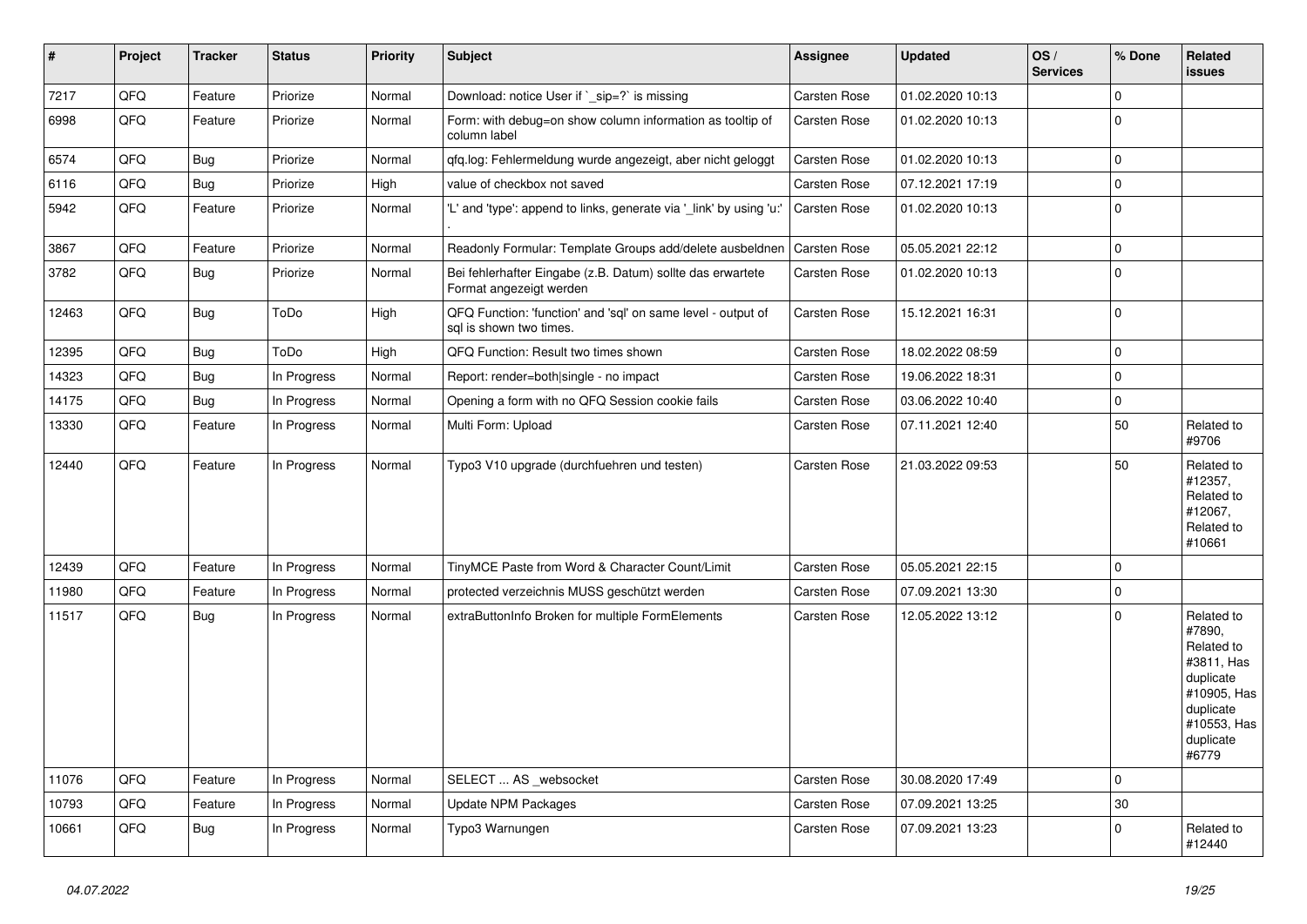| # | Project | Tracker | Status | Priority | Subject | Assignee | Updated | OS / Services | % Done | Related issues |
|---|---|---|---|---|---|---|---|---|---|---|
| 7217 | QFQ | Feature | Priorize | Normal | Download: notice User if `_sip=?` is missing | Carsten Rose | 01.02.2020 10:13 | | 0 | |
| 6998 | QFQ | Feature | Priorize | Normal | Form: with debug=on show column information as tooltip of column label | Carsten Rose | 01.02.2020 10:13 | | 0 | |
| 6574 | QFQ | Bug | Priorize | Normal | qfq.log: Fehlermeldung wurde angezeigt, aber nicht geloggt | Carsten Rose | 01.02.2020 10:13 | | 0 | |
| 6116 | QFQ | Bug | Priorize | High | value of checkbox not saved | Carsten Rose | 07.12.2021 17:19 | | 0 | |
| 5942 | QFQ | Feature | Priorize | Normal | 'L' and 'type': append to links, generate via '_link' by using 'u:' . | Carsten Rose | 01.02.2020 10:13 | | 0 | |
| 3867 | QFQ | Feature | Priorize | Normal | Readonly Formular: Template Groups add/delete ausbeldnen | Carsten Rose | 05.05.2021 22:12 | | 0 | |
| 3782 | QFQ | Bug | Priorize | Normal | Bei fehlerhafter Eingabe (z.B. Datum) sollte das erwartete Format angezeigt werden | Carsten Rose | 01.02.2020 10:13 | | 0 | |
| 12463 | QFQ | Bug | ToDo | High | QFQ Function: 'function' and 'sql' on same level - output of sql is shown two times. | Carsten Rose | 15.12.2021 16:31 | | 0 | |
| 12395 | QFQ | Bug | ToDo | High | QFQ Function: Result two times shown | Carsten Rose | 18.02.2022 08:59 | | 0 | |
| 14323 | QFQ | Bug | In Progress | Normal | Report: render=both\|single - no impact | Carsten Rose | 19.06.2022 18:31 | | 0 | |
| 14175 | QFQ | Bug | In Progress | Normal | Opening a form with no QFQ Session cookie fails | Carsten Rose | 03.06.2022 10:40 | | 0 | |
| 13330 | QFQ | Feature | In Progress | Normal | Multi Form: Upload | Carsten Rose | 07.11.2021 12:40 | | 50 | Related to #9706 |
| 12440 | QFQ | Feature | In Progress | Normal | Typo3 V10 upgrade (durchfuehren und testen) | Carsten Rose | 21.03.2022 09:53 | | 50 | Related to #12357, Related to #12067, Related to #10661 |
| 12439 | QFQ | Feature | In Progress | Normal | TinyMCE Paste from Word & Character Count/Limit | Carsten Rose | 05.05.2021 22:15 | | 0 | |
| 11980 | QFQ | Feature | In Progress | Normal | protected verzeichnis MUSS geschützt werden | Carsten Rose | 07.09.2021 13:30 | | 0 | |
| 11517 | QFQ | Bug | In Progress | Normal | extraButtonInfo Broken for multiple FormElements | Carsten Rose | 12.05.2022 13:12 | | 0 | Related to #7890, Related to #3811, Has duplicate #10905, Has duplicate #10553, Has duplicate #6779 |
| 11076 | QFQ | Feature | In Progress | Normal | SELECT ... AS _websocket | Carsten Rose | 30.08.2020 17:49 | | 0 | |
| 10793 | QFQ | Feature | In Progress | Normal | Update NPM Packages | Carsten Rose | 07.09.2021 13:25 | | 30 | |
| 10661 | QFQ | Bug | In Progress | Normal | Typo3 Warnungen | Carsten Rose | 07.09.2021 13:23 | | 0 | Related to #12440 |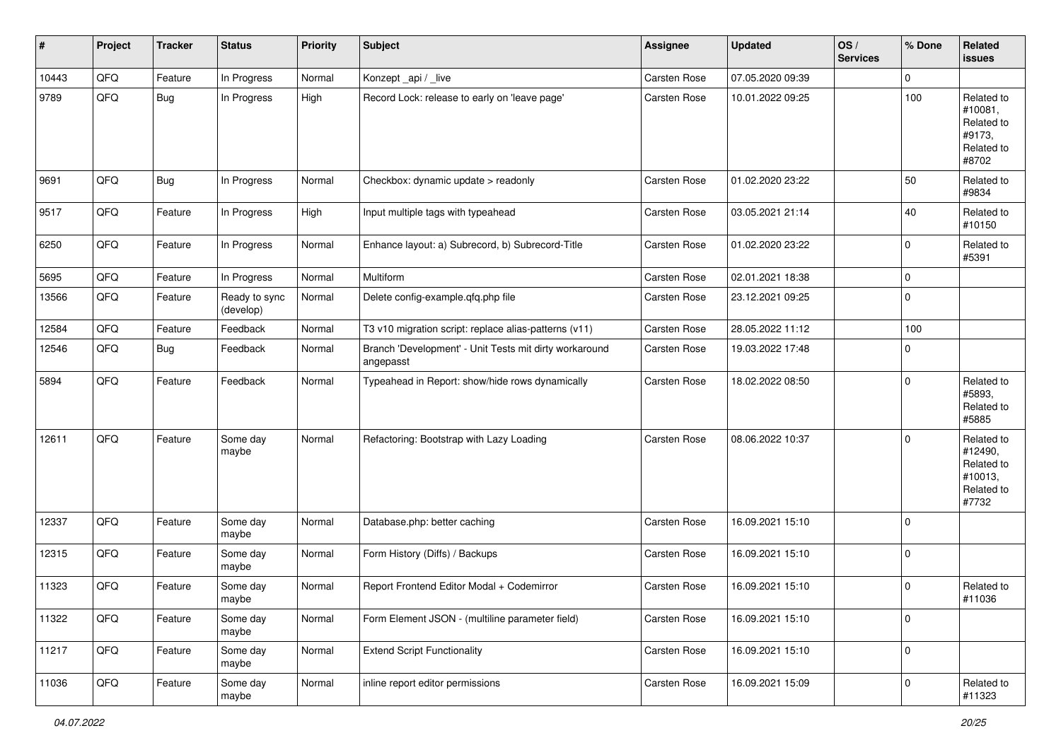| # | Project | Tracker | Status | Priority | Subject | Assignee | Updated | OS / Services | % Done | Related issues |
|---|---|---|---|---|---|---|---|---|---|---|
| 10443 | QFQ | Feature | In Progress | Normal | Konzept _api / _live | Carsten Rose | 07.05.2020 09:39 | | 0 | |
| 9789 | QFQ | Bug | In Progress | High | Record Lock: release to early on 'leave page' | Carsten Rose | 10.01.2022 09:25 | | 100 | Related to #10081, Related to #9173, Related to #8702 |
| 9691 | QFQ | Bug | In Progress | Normal | Checkbox: dynamic update > readonly | Carsten Rose | 01.02.2020 23:22 | | 50 | Related to #9834 |
| 9517 | QFQ | Feature | In Progress | High | Input multiple tags with typeahead | Carsten Rose | 03.05.2021 21:14 | | 40 | Related to #10150 |
| 6250 | QFQ | Feature | In Progress | Normal | Enhance layout: a) Subrecord, b) Subrecord-Title | Carsten Rose | 01.02.2020 23:22 | | 0 | Related to #5391 |
| 5695 | QFQ | Feature | In Progress | Normal | Multiform | Carsten Rose | 02.01.2021 18:38 | | 0 | |
| 13566 | QFQ | Feature | Ready to sync (develop) | Normal | Delete config-example.qfq.php file | Carsten Rose | 23.12.2021 09:25 | | 0 | |
| 12584 | QFQ | Feature | Feedback | Normal | T3 v10 migration script: replace alias-patterns (v11) | Carsten Rose | 28.05.2022 11:12 | | 100 | |
| 12546 | QFQ | Bug | Feedback | Normal | Branch 'Development' - Unit Tests mit dirty workaround angepasst | Carsten Rose | 19.03.2022 17:48 | | 0 | |
| 5894 | QFQ | Feature | Feedback | Normal | Typeahead in Report: show/hide rows dynamically | Carsten Rose | 18.02.2022 08:50 | | 0 | Related to #5893, Related to #5885 |
| 12611 | QFQ | Feature | Some day maybe | Normal | Refactoring: Bootstrap with Lazy Loading | Carsten Rose | 08.06.2022 10:37 | | 0 | Related to #12490, Related to #10013, Related to #7732 |
| 12337 | QFQ | Feature | Some day maybe | Normal | Database.php: better caching | Carsten Rose | 16.09.2021 15:10 | | 0 | |
| 12315 | QFQ | Feature | Some day maybe | Normal | Form History (Diffs) / Backups | Carsten Rose | 16.09.2021 15:10 | | 0 | |
| 11323 | QFQ | Feature | Some day maybe | Normal | Report Frontend Editor Modal + Codemirror | Carsten Rose | 16.09.2021 15:10 | | 0 | Related to #11036 |
| 11322 | QFQ | Feature | Some day maybe | Normal | Form Element JSON - (multiline parameter field) | Carsten Rose | 16.09.2021 15:10 | | 0 | |
| 11217 | QFQ | Feature | Some day maybe | Normal | Extend Script Functionality | Carsten Rose | 16.09.2021 15:10 | | 0 | |
| 11036 | QFQ | Feature | Some day maybe | Normal | inline report editor permissions | Carsten Rose | 16.09.2021 15:09 | | 0 | Related to #11323 |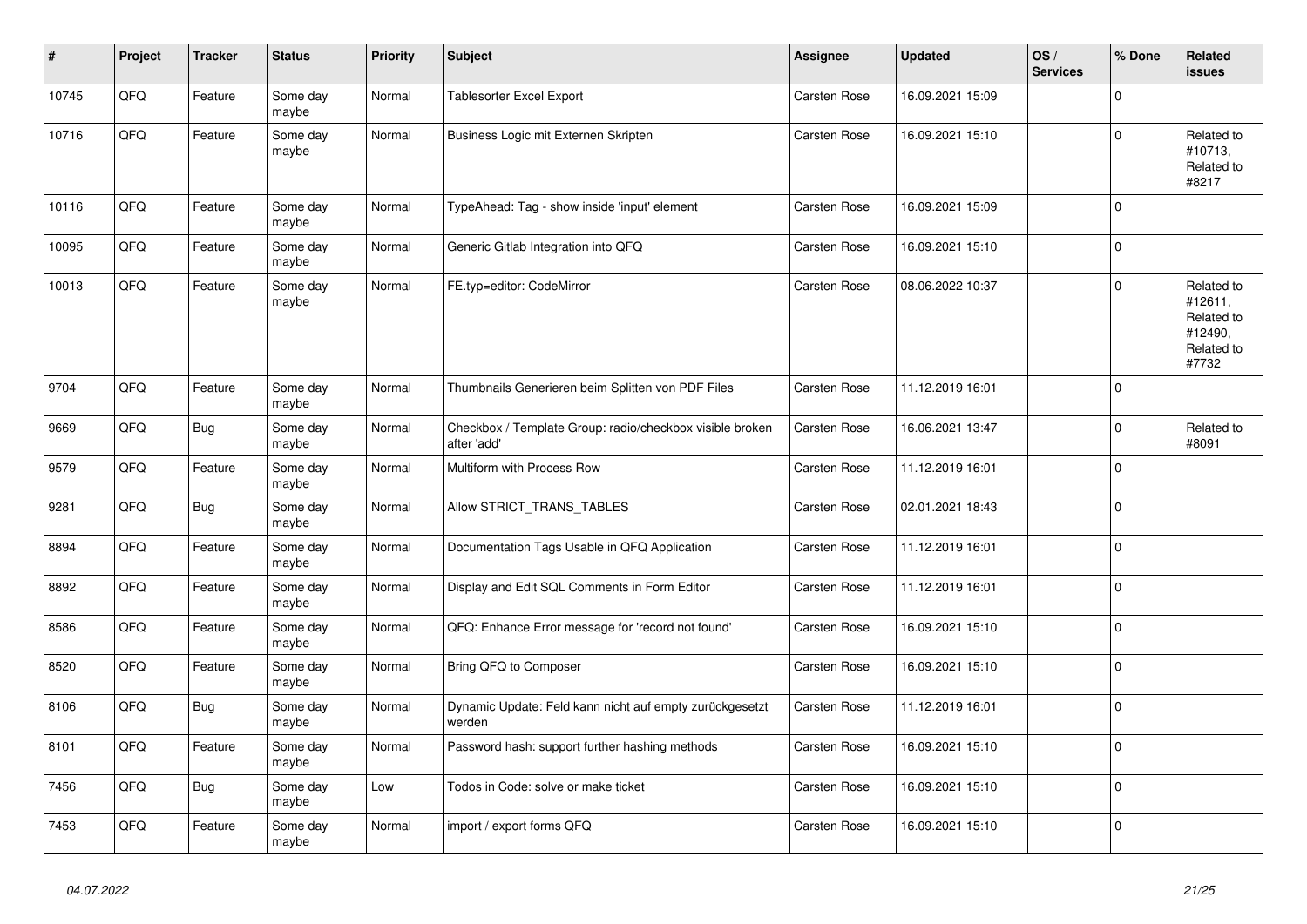| # | Project | Tracker | Status | Priority | Subject | Assignee | Updated | OS / Services | % Done | Related issues |
|---|---|---|---|---|---|---|---|---|---|---|
| 10745 | QFQ | Feature | Some day maybe | Normal | Tablesorter Excel Export | Carsten Rose | 16.09.2021 15:09 | | 0 | |
| 10716 | QFQ | Feature | Some day maybe | Normal | Business Logic mit Externen Skripten | Carsten Rose | 16.09.2021 15:10 | | 0 | Related to #10713, Related to #8217 |
| 10116 | QFQ | Feature | Some day maybe | Normal | TypeAhead: Tag - show inside 'input' element | Carsten Rose | 16.09.2021 15:09 | | 0 | |
| 10095 | QFQ | Feature | Some day maybe | Normal | Generic Gitlab Integration into QFQ | Carsten Rose | 16.09.2021 15:10 | | 0 | |
| 10013 | QFQ | Feature | Some day maybe | Normal | FE.typ=editor: CodeMirror | Carsten Rose | 08.06.2022 10:37 | | 0 | Related to #12611, Related to #12490, Related to #7732 |
| 9704 | QFQ | Feature | Some day maybe | Normal | Thumbnails Generieren beim Splitten von PDF Files | Carsten Rose | 11.12.2019 16:01 | | 0 | |
| 9669 | QFQ | Bug | Some day maybe | Normal | Checkbox / Template Group: radio/checkbox visible broken after 'add' | Carsten Rose | 16.06.2021 13:47 | | 0 | Related to #8091 |
| 9579 | QFQ | Feature | Some day maybe | Normal | Multiform with Process Row | Carsten Rose | 11.12.2019 16:01 | | 0 | |
| 9281 | QFQ | Bug | Some day maybe | Normal | Allow STRICT_TRANS_TABLES | Carsten Rose | 02.01.2021 18:43 | | 0 | |
| 8894 | QFQ | Feature | Some day maybe | Normal | Documentation Tags Usable in QFQ Application | Carsten Rose | 11.12.2019 16:01 | | 0 | |
| 8892 | QFQ | Feature | Some day maybe | Normal | Display and Edit SQL Comments in Form Editor | Carsten Rose | 11.12.2019 16:01 | | 0 | |
| 8586 | QFQ | Feature | Some day maybe | Normal | QFQ: Enhance Error message for 'record not found' | Carsten Rose | 16.09.2021 15:10 | | 0 | |
| 8520 | QFQ | Feature | Some day maybe | Normal | Bring QFQ to Composer | Carsten Rose | 16.09.2021 15:10 | | 0 | |
| 8106 | QFQ | Bug | Some day maybe | Normal | Dynamic Update: Feld kann nicht auf empty zurückgesetzt werden | Carsten Rose | 11.12.2019 16:01 | | 0 | |
| 8101 | QFQ | Feature | Some day maybe | Normal | Password hash: support further hashing methods | Carsten Rose | 16.09.2021 15:10 | | 0 | |
| 7456 | QFQ | Bug | Some day maybe | Low | Todos in Code: solve or make ticket | Carsten Rose | 16.09.2021 15:10 | | 0 | |
| 7453 | QFQ | Feature | Some day maybe | Normal | import / export forms QFQ | Carsten Rose | 16.09.2021 15:10 | | 0 | |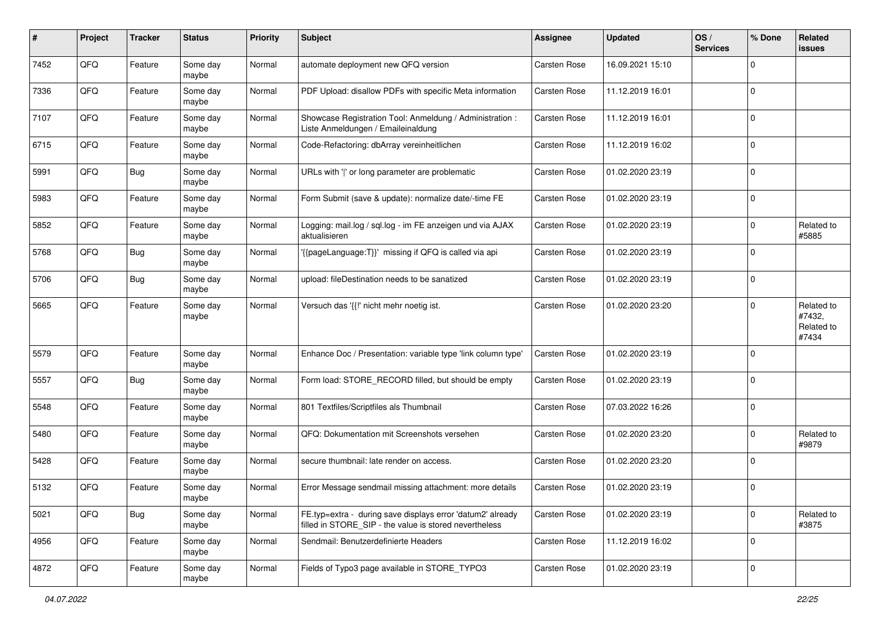| # | Project | Tracker | Status | Priority | Subject | Assignee | Updated | OS / Services | % Done | Related issues |
|---|---|---|---|---|---|---|---|---|---|---|
| 7452 | QFQ | Feature | Some day maybe | Normal | automate deployment new QFQ version | Carsten Rose | 16.09.2021 15:10 | | 0 | |
| 7336 | QFQ | Feature | Some day maybe | Normal | PDF Upload: disallow PDFs with specific Meta information | Carsten Rose | 11.12.2019 16:01 | | 0 | |
| 7107 | QFQ | Feature | Some day maybe | Normal | Showcase Registration Tool: Anmeldung / Administration : Liste Anmeldungen / Emaileinaldung | Carsten Rose | 11.12.2019 16:01 | | 0 | |
| 6715 | QFQ | Feature | Some day maybe | Normal | Code-Refactoring: dbArray vereinheitlichen | Carsten Rose | 11.12.2019 16:02 | | 0 | |
| 5991 | QFQ | Bug | Some day maybe | Normal | URLs with '\|' or long parameter are problematic | Carsten Rose | 01.02.2020 23:19 | | 0 | |
| 5983 | QFQ | Feature | Some day maybe | Normal | Form Submit (save & update): normalize date/-time FE | Carsten Rose | 01.02.2020 23:19 | | 0 | |
| 5852 | QFQ | Feature | Some day maybe | Normal | Logging: mail.log / sql.log - im FE anzeigen und via AJAX aktualisieren | Carsten Rose | 01.02.2020 23:19 | | 0 | Related to #5885 |
| 5768 | QFQ | Bug | Some day maybe | Normal | '{{pageLanguage:T}}' missing if QFQ is called via api | Carsten Rose | 01.02.2020 23:19 | | 0 | |
| 5706 | QFQ | Bug | Some day maybe | Normal | upload: fileDestination needs to be sanatized | Carsten Rose | 01.02.2020 23:19 | | 0 | |
| 5665 | QFQ | Feature | Some day maybe | Normal | Versuch das '{{!' nicht mehr noetig ist. | Carsten Rose | 01.02.2020 23:20 | | 0 | Related to #7432, Related to #7434 |
| 5579 | QFQ | Feature | Some day maybe | Normal | Enhance Doc / Presentation: variable type 'link column type' | Carsten Rose | 01.02.2020 23:19 | | 0 | |
| 5557 | QFQ | Bug | Some day maybe | Normal | Form load: STORE_RECORD filled, but should be empty | Carsten Rose | 01.02.2020 23:19 | | 0 | |
| 5548 | QFQ | Feature | Some day maybe | Normal | 801 Textfiles/Scriptfiles als Thumbnail | Carsten Rose | 07.03.2022 16:26 | | 0 | |
| 5480 | QFQ | Feature | Some day maybe | Normal | QFQ: Dokumentation mit Screenshots versehen | Carsten Rose | 01.02.2020 23:20 | | 0 | Related to #9879 |
| 5428 | QFQ | Feature | Some day maybe | Normal | secure thumbnail: late render on access. | Carsten Rose | 01.02.2020 23:20 | | 0 | |
| 5132 | QFQ | Feature | Some day maybe | Normal | Error Message sendmail missing attachment: more details | Carsten Rose | 01.02.2020 23:19 | | 0 | |
| 5021 | QFQ | Bug | Some day maybe | Normal | FE.typ=extra - during save displays error 'datum2' already filled in STORE_SIP - the value is stored nevertheless | Carsten Rose | 01.02.2020 23:19 | | 0 | Related to #3875 |
| 4956 | QFQ | Feature | Some day maybe | Normal | Sendmail: Benutzerdefinierte Headers | Carsten Rose | 11.12.2019 16:02 | | 0 | |
| 4872 | QFQ | Feature | Some day maybe | Normal | Fields of Typo3 page available in STORE_TYPO3 | Carsten Rose | 01.02.2020 23:19 | | 0 | |

*04.07.2022*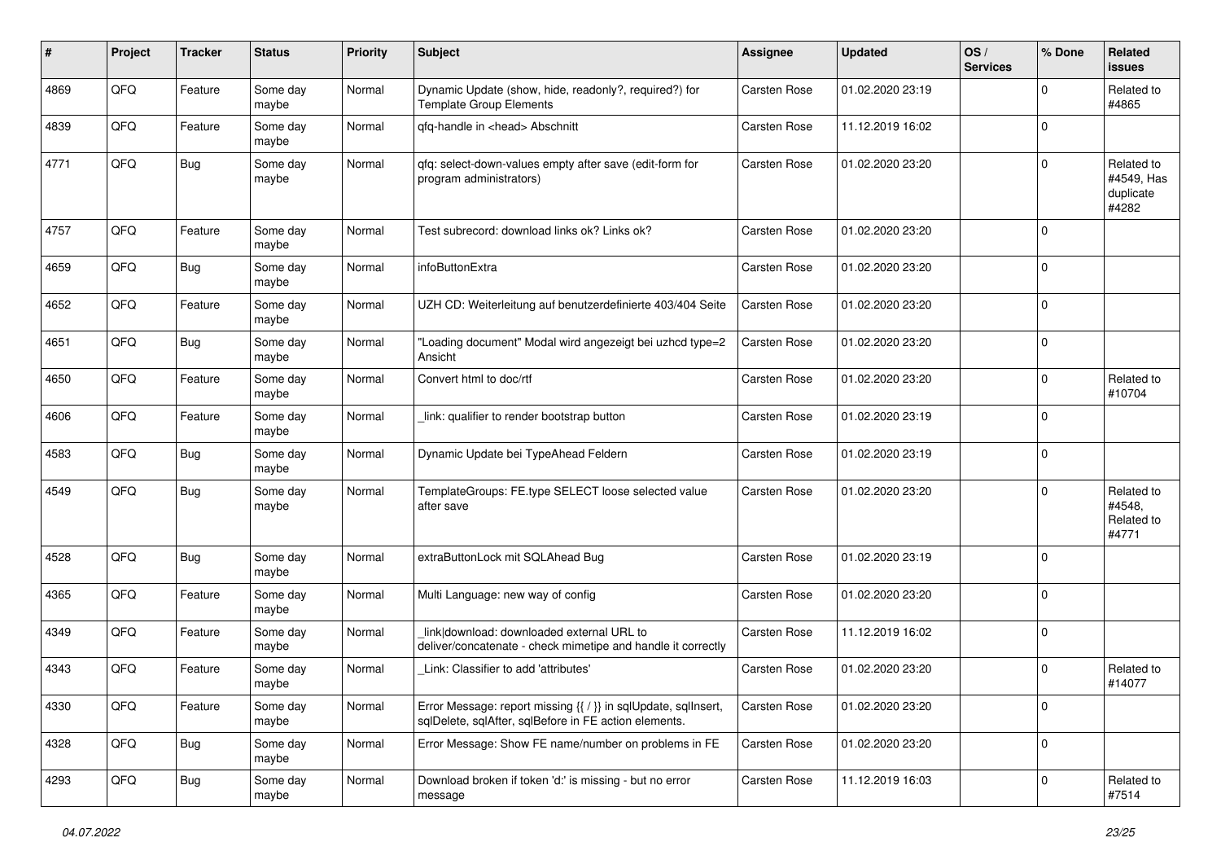| # | Project | Tracker | Status | Priority | Subject | Assignee | Updated | OS / Services | % Done | Related issues |
|---|---|---|---|---|---|---|---|---|---|---|
| 4869 | QFQ | Feature | Some day maybe | Normal | Dynamic Update (show, hide, readonly?, required?) for Template Group Elements | Carsten Rose | 01.02.2020 23:19 | | 0 | Related to #4865 |
| 4839 | QFQ | Feature | Some day maybe | Normal | qfq-handle in <head> Abschnitt | Carsten Rose | 11.12.2019 16:02 | | 0 | |
| 4771 | QFQ | Bug | Some day maybe | Normal | qfq: select-down-values empty after save (edit-form for program administrators) | Carsten Rose | 01.02.2020 23:20 | | 0 | Related to #4549, Has duplicate #4282 |
| 4757 | QFQ | Feature | Some day maybe | Normal | Test subrecord: download links ok? Links ok? | Carsten Rose | 01.02.2020 23:20 | | 0 | |
| 4659 | QFQ | Bug | Some day maybe | Normal | infoButtonExtra | Carsten Rose | 01.02.2020 23:20 | | 0 | |
| 4652 | QFQ | Feature | Some day maybe | Normal | UZH CD: Weiterleitung auf benutzerdefinierte 403/404 Seite | Carsten Rose | 01.02.2020 23:20 | | 0 | |
| 4651 | QFQ | Bug | Some day maybe | Normal | "Loading document" Modal wird angezeigt bei uzhcd type=2 Ansicht | Carsten Rose | 01.02.2020 23:20 | | 0 | |
| 4650 | QFQ | Feature | Some day maybe | Normal | Convert html to doc/rtf | Carsten Rose | 01.02.2020 23:20 | | 0 | Related to #10704 |
| 4606 | QFQ | Feature | Some day maybe | Normal | _link: qualifier to render bootstrap button | Carsten Rose | 01.02.2020 23:19 | | 0 | |
| 4583 | QFQ | Bug | Some day maybe | Normal | Dynamic Update bei TypeAhead Feldern | Carsten Rose | 01.02.2020 23:19 | | 0 | |
| 4549 | QFQ | Bug | Some day maybe | Normal | TemplateGroups: FE.type SELECT loose selected value after save | Carsten Rose | 01.02.2020 23:20 | | 0 | Related to #4548, Related to #4771 |
| 4528 | QFQ | Bug | Some day maybe | Normal | extraButtonLock mit SQLAhead Bug | Carsten Rose | 01.02.2020 23:19 | | 0 | |
| 4365 | QFQ | Feature | Some day maybe | Normal | Multi Language: new way of config | Carsten Rose | 01.02.2020 23:20 | | 0 | |
| 4349 | QFQ | Feature | Some day maybe | Normal | _link\|download: downloaded external URL to deliver/concatenate - check mimetipe and handle it correctly | Carsten Rose | 11.12.2019 16:02 | | 0 | |
| 4343 | QFQ | Feature | Some day maybe | Normal | _Link: Classifier to add 'attributes' | Carsten Rose | 01.02.2020 23:20 | | 0 | Related to #14077 |
| 4330 | QFQ | Feature | Some day maybe | Normal | Error Message: report missing {{ / }} in sqlUpdate, sqlInsert, sqlDelete, sqlAfter, sqlBefore in FE action elements. | Carsten Rose | 01.02.2020 23:20 | | 0 | |
| 4328 | QFQ | Bug | Some day maybe | Normal | Error Message: Show FE name/number on problems in FE | Carsten Rose | 01.02.2020 23:20 | | 0 | |
| 4293 | QFQ | Bug | Some day maybe | Normal | Download broken if token 'd:' is missing - but no error message | Carsten Rose | 11.12.2019 16:03 | | 0 | Related to #7514 |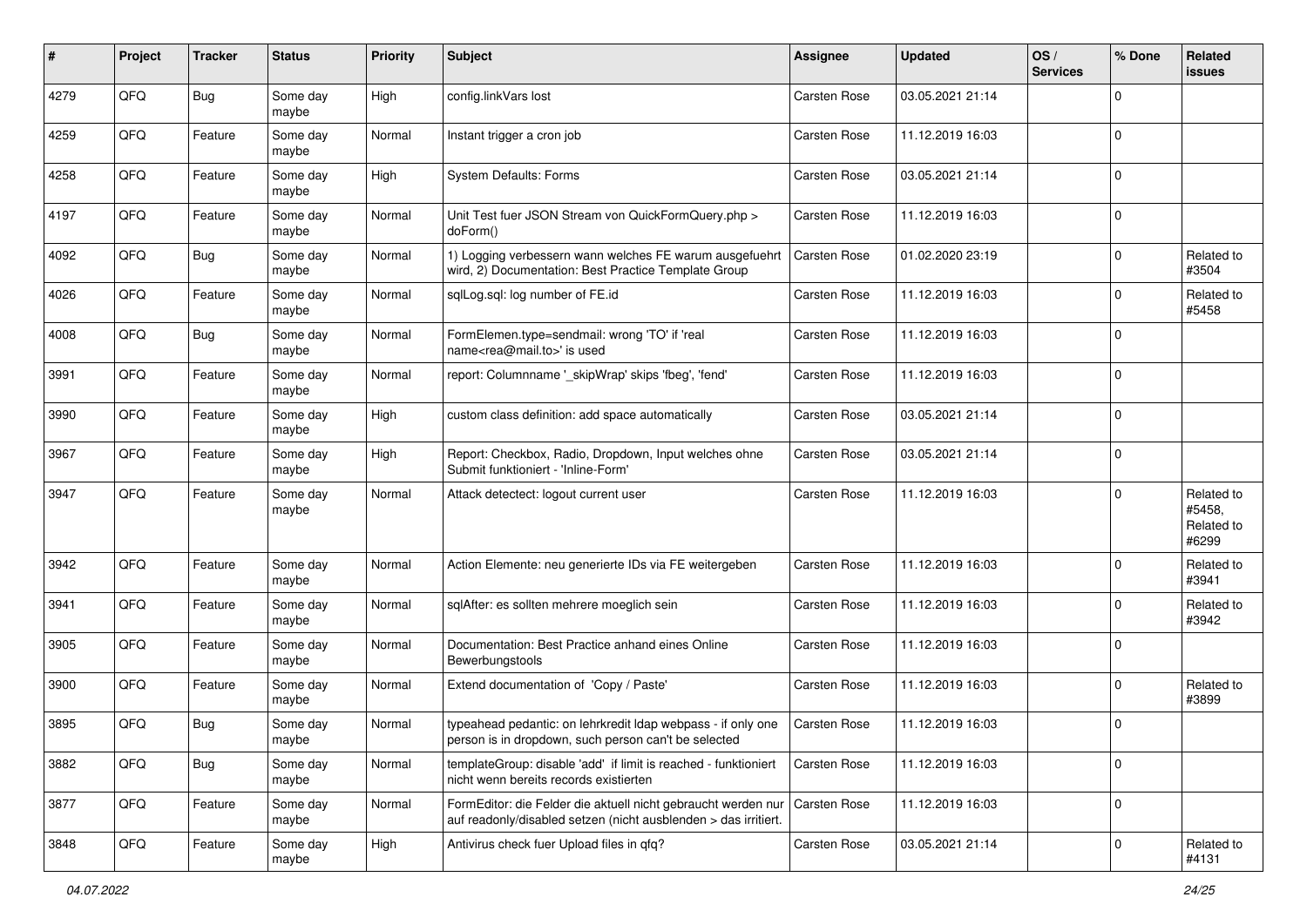| # | Project | Tracker | Status | Priority | Subject | Assignee | Updated | OS / Services | % Done | Related issues |
|---|---|---|---|---|---|---|---|---|---|---|
| 4279 | QFQ | Bug | Some day maybe | High | config.linkVars lost | Carsten Rose | 03.05.2021 21:14 | | 0 | |
| 4259 | QFQ | Feature | Some day maybe | Normal | Instant trigger a cron job | Carsten Rose | 11.12.2019 16:03 | | 0 | |
| 4258 | QFQ | Feature | Some day maybe | High | System Defaults: Forms | Carsten Rose | 03.05.2021 21:14 | | 0 | |
| 4197 | QFQ | Feature | Some day maybe | Normal | Unit Test fuer JSON Stream von QuickFormQuery.php > doForm() | Carsten Rose | 11.12.2019 16:03 | | 0 | |
| 4092 | QFQ | Bug | Some day maybe | Normal | 1) Logging verbessern wann welches FE warum ausgefuehrt wird, 2) Documentation: Best Practice Template Group | Carsten Rose | 01.02.2020 23:19 | | 0 | Related to #3504 |
| 4026 | QFQ | Feature | Some day maybe | Normal | sqlLog.sql: log number of FE.id | Carsten Rose | 11.12.2019 16:03 | | 0 | Related to #5458 |
| 4008 | QFQ | Bug | Some day maybe | Normal | FormElemen.type=sendmail: wrong 'TO' if 'real name<rea@mail.to>' is used | Carsten Rose | 11.12.2019 16:03 | | 0 | |
| 3991 | QFQ | Feature | Some day maybe | Normal | report: Columnname '_skipWrap' skips 'fbeg', 'fend' | Carsten Rose | 11.12.2019 16:03 | | 0 | |
| 3990 | QFQ | Feature | Some day maybe | High | custom class definition: add space automatically | Carsten Rose | 03.05.2021 21:14 | | 0 | |
| 3967 | QFQ | Feature | Some day maybe | High | Report: Checkbox, Radio, Dropdown, Input welches ohne Submit funktioniert - 'Inline-Form' | Carsten Rose | 03.05.2021 21:14 | | 0 | |
| 3947 | QFQ | Feature | Some day maybe | Normal | Attack detectect: logout current user | Carsten Rose | 11.12.2019 16:03 | | 0 | Related to #5458, Related to #6299 |
| 3942 | QFQ | Feature | Some day maybe | Normal | Action Elemente: neu generierte IDs via FE weitergeben | Carsten Rose | 11.12.2019 16:03 | | 0 | Related to #3941 |
| 3941 | QFQ | Feature | Some day maybe | Normal | sqlAfter: es sollten mehrere moeglich sein | Carsten Rose | 11.12.2019 16:03 | | 0 | Related to #3942 |
| 3905 | QFQ | Feature | Some day maybe | Normal | Documentation: Best Practice anhand eines Online Bewerbungstools | Carsten Rose | 11.12.2019 16:03 | | 0 | |
| 3900 | QFQ | Feature | Some day maybe | Normal | Extend documentation of 'Copy / Paste' | Carsten Rose | 11.12.2019 16:03 | | 0 | Related to #3899 |
| 3895 | QFQ | Bug | Some day maybe | Normal | typeahead pedantic: on lehrkredit ldap webpass - if only one person is in dropdown, such person can't be selected | Carsten Rose | 11.12.2019 16:03 | | 0 | |
| 3882 | QFQ | Bug | Some day maybe | Normal | templateGroup: disable 'add' if limit is reached - funktioniert nicht wenn bereits records existierten | Carsten Rose | 11.12.2019 16:03 | | 0 | |
| 3877 | QFQ | Feature | Some day maybe | Normal | FormEditor: die Felder die aktuell nicht gebraucht werden nur auf readonly/disabled setzen (nicht ausblenden > das irritiert. | Carsten Rose | 11.12.2019 16:03 | | 0 | |
| 3848 | QFQ | Feature | Some day maybe | High | Antivirus check fuer Upload files in qfq? | Carsten Rose | 03.05.2021 21:14 | | 0 | Related to #4131 |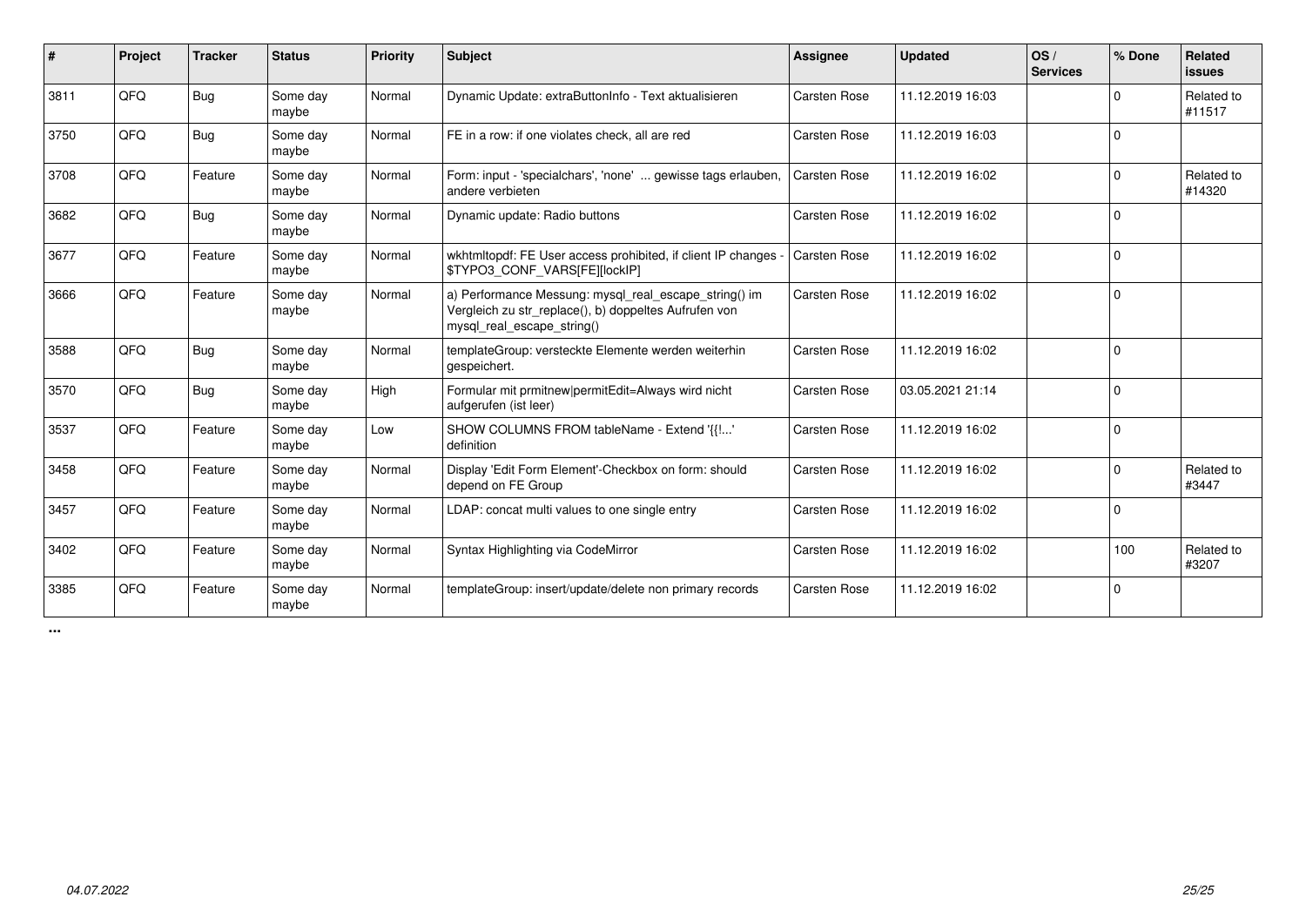| # | Project | Tracker | Status | Priority | Subject | Assignee | Updated | OS / Services | % Done | Related issues |
|---|---|---|---|---|---|---|---|---|---|---|
| 3811 | QFQ | Bug | Some day maybe | Normal | Dynamic Update: extraButtonInfo - Text aktualisieren | Carsten Rose | 11.12.2019 16:03 | | 0 | Related to #11517 |
| 3750 | QFQ | Bug | Some day maybe | Normal | FE in a row: if one violates check, all are red | Carsten Rose | 11.12.2019 16:03 | | 0 | |
| 3708 | QFQ | Feature | Some day maybe | Normal | Form: input - 'specialchars', 'none' ... gewisse tags erlauben, andere verbieten | Carsten Rose | 11.12.2019 16:02 | | 0 | Related to #14320 |
| 3682 | QFQ | Bug | Some day maybe | Normal | Dynamic update: Radio buttons | Carsten Rose | 11.12.2019 16:02 | | 0 | |
| 3677 | QFQ | Feature | Some day maybe | Normal | wkhtmltopdf: FE User access prohibited, if client IP changes - $TYPO3_CONF_VARS[FE][lockIP] | Carsten Rose | 11.12.2019 16:02 | | 0 | |
| 3666 | QFQ | Feature | Some day maybe | Normal | a) Performance Messung: mysql_real_escape_string() im Vergleich zu str_replace(), b) doppeltes Aufrufen von mysql_real_escape_string() | Carsten Rose | 11.12.2019 16:02 | | 0 | |
| 3588 | QFQ | Bug | Some day maybe | Normal | templateGroup: versteckte Elemente werden weiterhin gespeichert. | Carsten Rose | 11.12.2019 16:02 | | 0 | |
| 3570 | QFQ | Bug | Some day maybe | High | Formular mit prmitnew\|permitEdit=Always wird nicht aufgerufen (ist leer) | Carsten Rose | 03.05.2021 21:14 | | 0 | |
| 3537 | QFQ | Feature | Some day maybe | Low | SHOW COLUMNS FROM tableName - Extend '{{!...' definition | Carsten Rose | 11.12.2019 16:02 | | 0 | |
| 3458 | QFQ | Feature | Some day maybe | Normal | Display 'Edit Form Element'-Checkbox on form: should depend on FE Group | Carsten Rose | 11.12.2019 16:02 | | 0 | Related to #3447 |
| 3457 | QFQ | Feature | Some day maybe | Normal | LDAP: concat multi values to one single entry | Carsten Rose | 11.12.2019 16:02 | | 0 | |
| 3402 | QFQ | Feature | Some day maybe | Normal | Syntax Highlighting via CodeMirror | Carsten Rose | 11.12.2019 16:02 | | 100 | Related to #3207 |
| 3385 | QFQ | Feature | Some day maybe | Normal | templateGroup: insert/update/delete non primary records | Carsten Rose | 11.12.2019 16:02 | | 0 | |

...